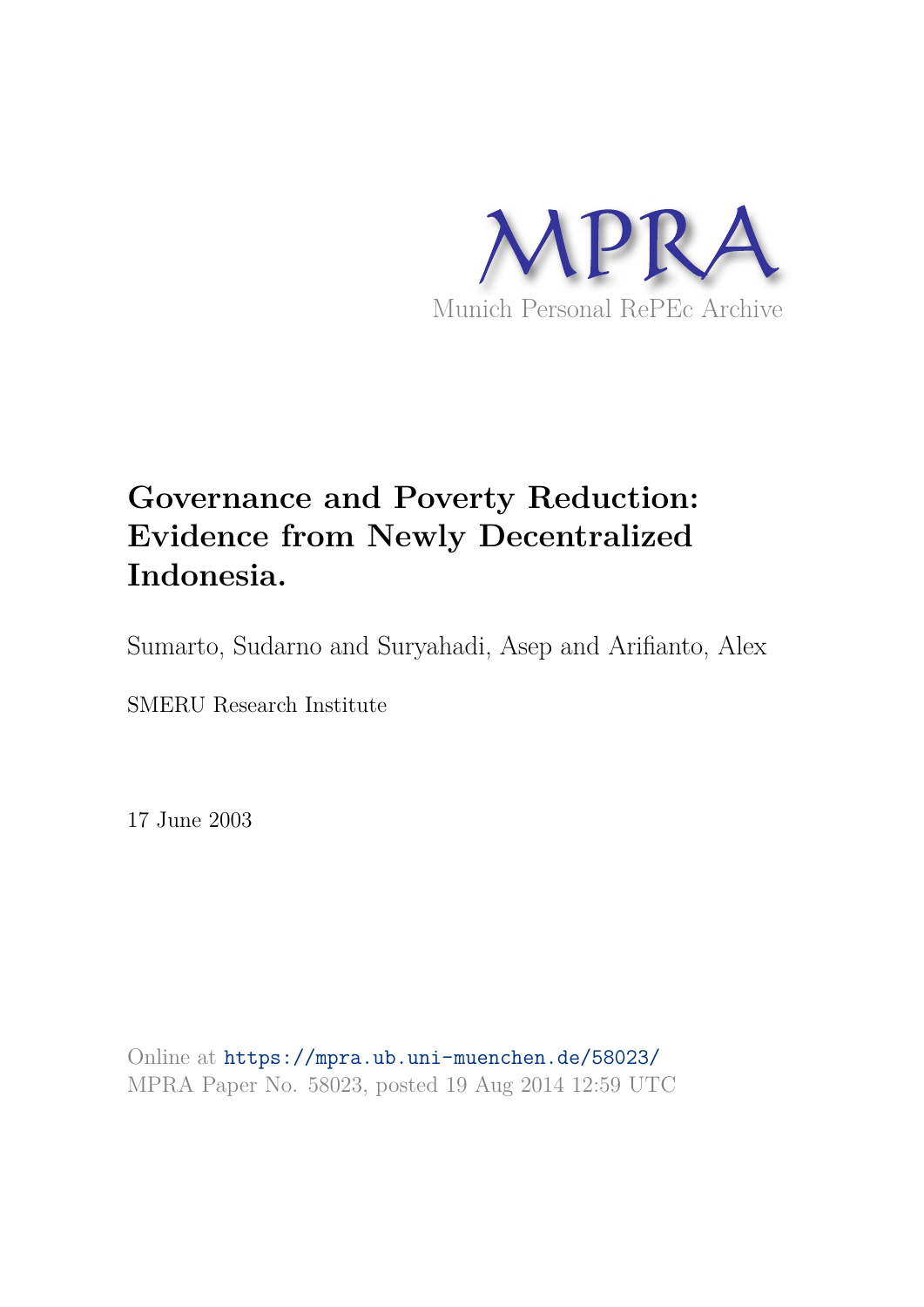MPRA

Munich Personal RePEc Archive

# Governance and Poverty Reduction: Evidence from Newly Decentralized Indonesia.

Sumarto, Sudarno and Suryahadi, Asep and Arifianto, Alex

SMERU Research Institute

17 June 2003

Online at https://mpra.ub.uni-muenchen.de/58023/
MPRA Paper No. 58023, posted 19 Aug 2014 12:59 UTC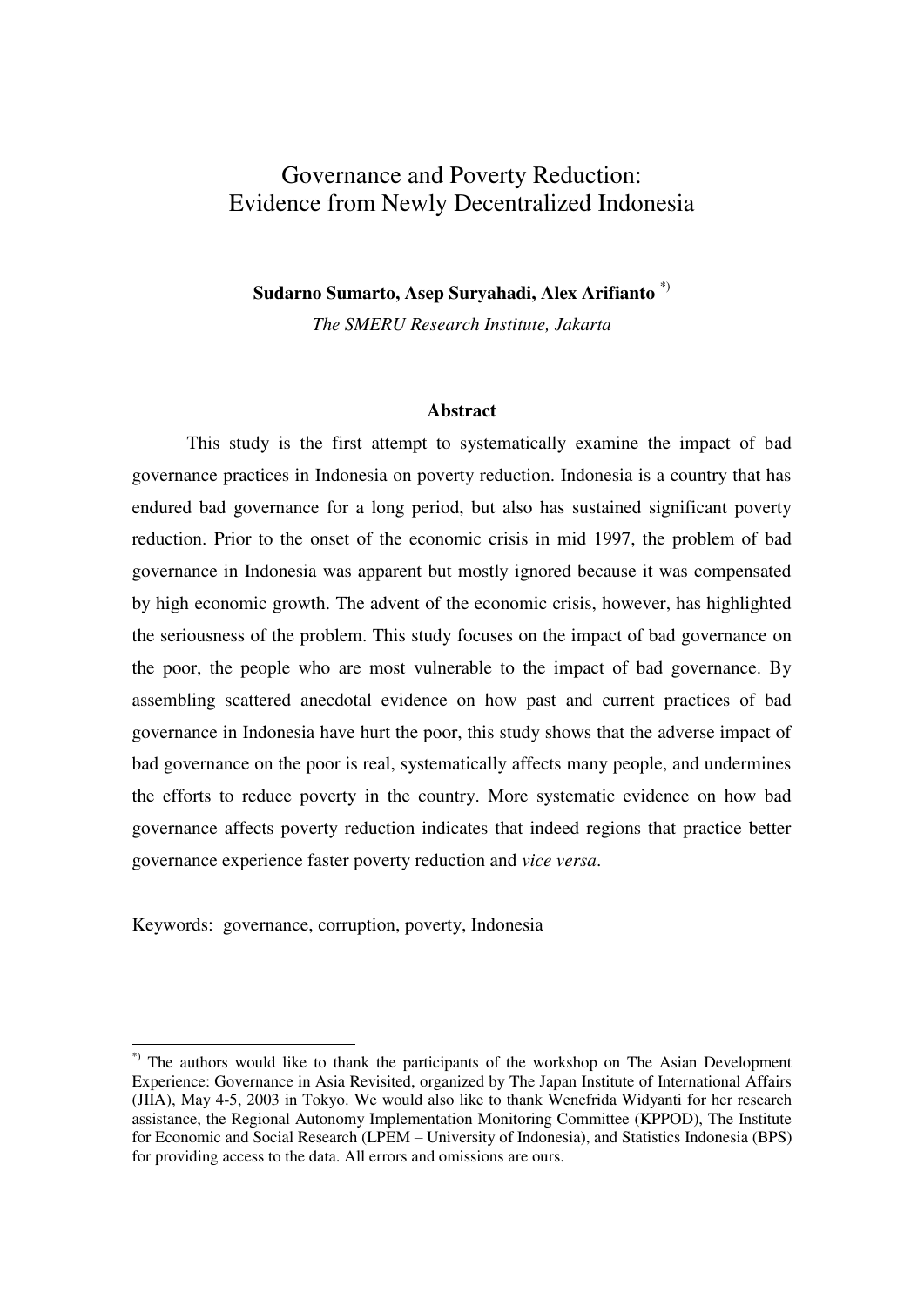# Governance and Poverty Reduction: Evidence from Newly Decentralized Indonesia

**Sudarno Sumarto, Asep Suryahadi, Alex Arifianto** [*)]

*The SMERU Research Institute, Jakarta*

### Abstract

This study is the first attempt to systematically examine the impact of bad governance practices in Indonesia on poverty reduction. Indonesia is a country that has endured bad governance for a long period, but also has sustained significant poverty reduction. Prior to the onset of the economic crisis in mid 1997, the problem of bad governance in Indonesia was apparent but mostly ignored because it was compensated by high economic growth. The advent of the economic crisis, however, has highlighted the seriousness of the problem. This study focuses on the impact of bad governance on the poor, the people who are most vulnerable to the impact of bad governance. By assembling scattered anecdotal evidence on how past and current practices of bad governance in Indonesia have hurt the poor, this study shows that the adverse impact of bad governance on the poor is real, systematically affects many people, and undermines the efforts to reduce poverty in the country. More systematic evidence on how bad governance affects poverty reduction indicates that indeed regions that practice better governance experience faster poverty reduction and *vice versa*.

Keywords: governance, corruption, poverty, Indonesia

---

[*)] The authors would like to thank the participants of the workshop on The Asian Development Experience: Governance in Asia Revisited, organized by The Japan Institute of International Affairs (JIIA), May 4-5, 2003 in Tokyo. We would also like to thank Wenefrida Widyanti for her research assistance, the Regional Autonomy Implementation Monitoring Committee (KPPOD), The Institute for Economic and Social Research (LPEM – University of Indonesia), and Statistics Indonesia (BPS) for providing access to the data. All errors and omissions are ours.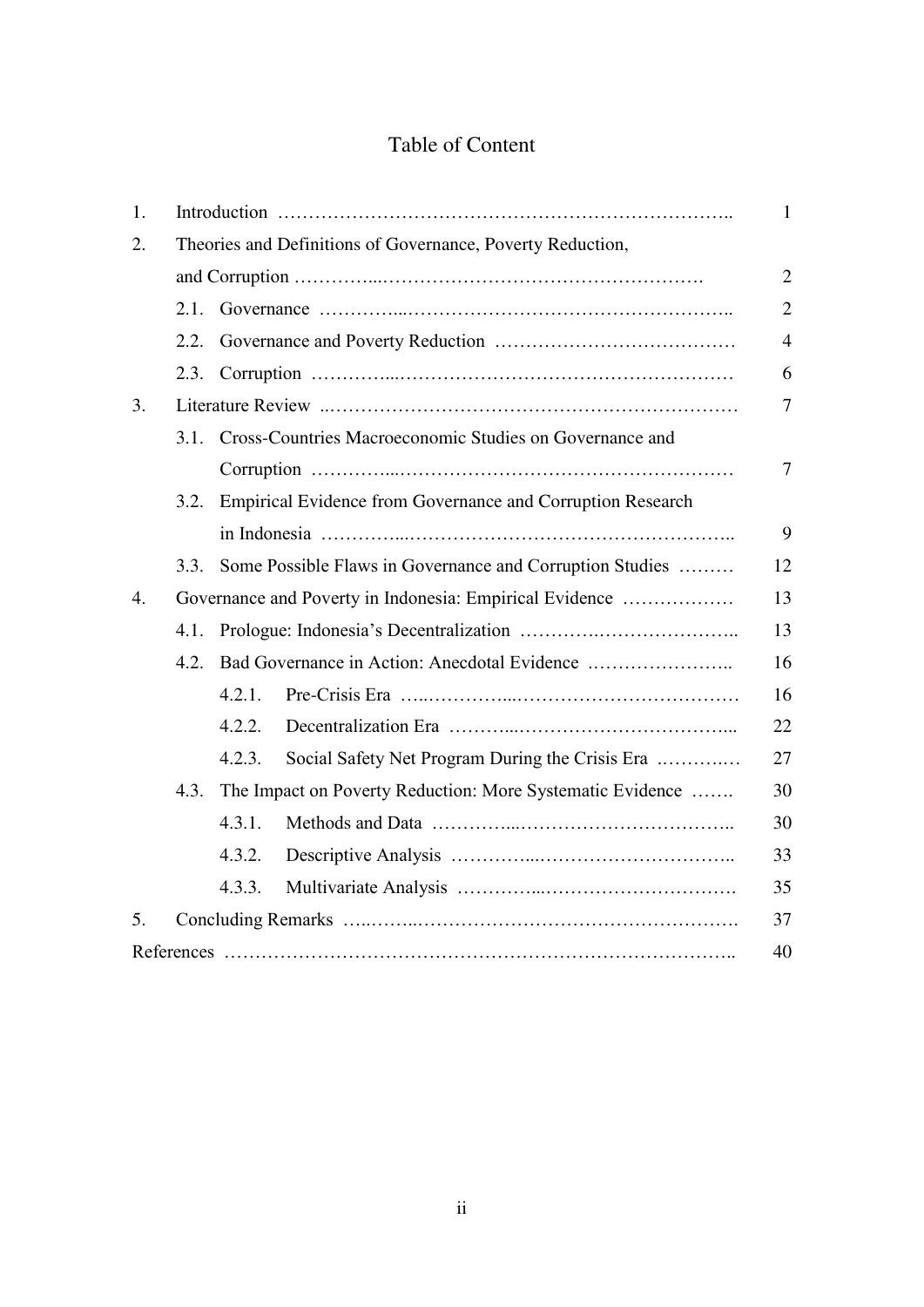# Table of Content

| | | |
|---|---|---|
| 1. | Introduction | 1 |
| 2. | Theories and Definitions of Governance, Poverty Reduction, and Corruption | 2 |
| | 2.1. Governance | 2 |
| | 2.2. Governance and Poverty Reduction | 4 |
| | 2.3. Corruption | 6 |
| 3. | Literature Review | 7 |
| | 3.1. Cross-Countries Macroeconomic Studies on Governance and Corruption | 7 |
| | 3.2. Empirical Evidence from Governance and Corruption Research in Indonesia | 9 |
| | 3.3. Some Possible Flaws in Governance and Corruption Studies | 12 |
| 4. | Governance and Poverty in Indonesia: Empirical Evidence | 13 |
| | 4.1. Prologue: Indonesia's Decentralization | 13 |
| | 4.2. Bad Governance in Action: Anecdotal Evidence | 16 |
| | 4.2.1. Pre-Crisis Era | 16 |
| | 4.2.2. Decentralization Era | 22 |
| | 4.2.3. Social Safety Net Program During the Crisis Era | 27 |
| | 4.3. The Impact on Poverty Reduction: More Systematic Evidence | 30 |
| | 4.3.1. Methods and Data | 30 |
| | 4.3.2. Descriptive Analysis | 33 |
| | 4.3.3. Multivariate Analysis | 35 |
| 5. | Concluding Remarks | 37 |
| References | | 40 |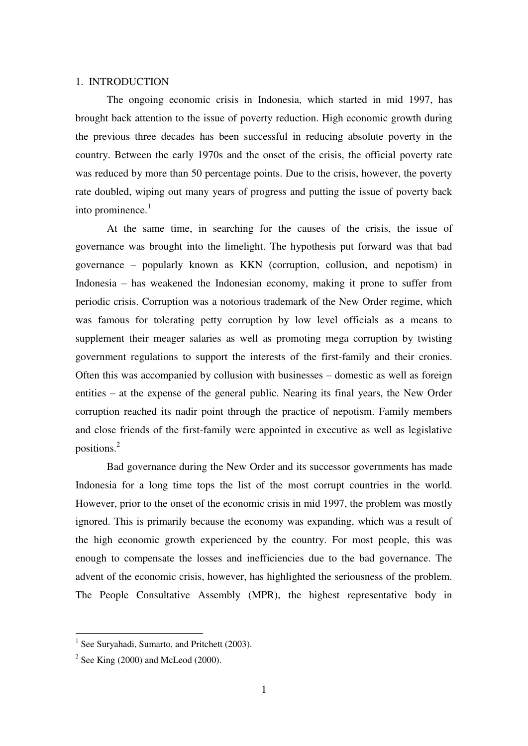## 1. INTRODUCTION

The ongoing economic crisis in Indonesia, which started in mid 1997, has brought back attention to the issue of poverty reduction. High economic growth during the previous three decades has been successful in reducing absolute poverty in the country. Between the early 1970s and the onset of the crisis, the official poverty rate was reduced by more than 50 percentage points. Due to the crisis, however, the poverty rate doubled, wiping out many years of progress and putting the issue of poverty back into prominence.[1]

At the same time, in searching for the causes of the crisis, the issue of governance was brought into the limelight. The hypothesis put forward was that bad governance – popularly known as KKN (corruption, collusion, and nepotism) in Indonesia – has weakened the Indonesian economy, making it prone to suffer from periodic crisis. Corruption was a notorious trademark of the New Order regime, which was famous for tolerating petty corruption by low level officials as a means to supplement their meager salaries as well as promoting mega corruption by twisting government regulations to support the interests of the first-family and their cronies. Often this was accompanied by collusion with businesses – domestic as well as foreign entities – at the expense of the general public. Nearing its final years, the New Order corruption reached its nadir point through the practice of nepotism. Family members and close friends of the first-family were appointed in executive as well as legislative positions.[2]

Bad governance during the New Order and its successor governments has made Indonesia for a long time tops the list of the most corrupt countries in the world. However, prior to the onset of the economic crisis in mid 1997, the problem was mostly ignored. This is primarily because the economy was expanding, which was a result of the high economic growth experienced by the country. For most people, this was enough to compensate the losses and inefficiencies due to the bad governance. The advent of the economic crisis, however, has highlighted the seriousness of the problem. The People Consultative Assembly (MPR), the highest representative body in

---

[1] See Suryahadi, Sumarto, and Pritchett (2003).

[2] See King (2000) and McLeod (2000).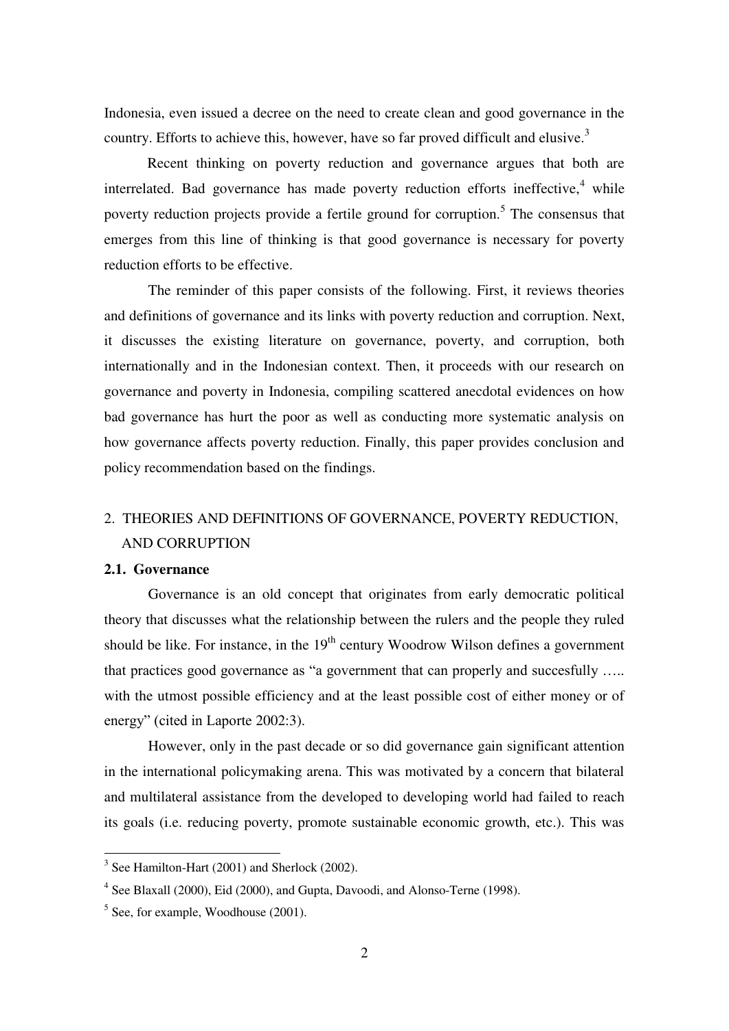Indonesia, even issued a decree on the need to create clean and good governance in the country. Efforts to achieve this, however, have so far proved difficult and elusive.[3]

Recent thinking on poverty reduction and governance argues that both are interrelated. Bad governance has made poverty reduction efforts ineffective,[4] while poverty reduction projects provide a fertile ground for corruption.[5] The consensus that emerges from this line of thinking is that good governance is necessary for poverty reduction efforts to be effective.

The reminder of this paper consists of the following. First, it reviews theories and definitions of governance and its links with poverty reduction and corruption. Next, it discusses the existing literature on governance, poverty, and corruption, both internationally and in the Indonesian context. Then, it proceeds with our research on governance and poverty in Indonesia, compiling scattered anecdotal evidences on how bad governance has hurt the poor as well as conducting more systematic analysis on how governance affects poverty reduction. Finally, this paper provides conclusion and policy recommendation based on the findings.

## 2. THEORIES AND DEFINITIONS OF GOVERNANCE, POVERTY REDUCTION, AND CORRUPTION

### 2.1. Governance

Governance is an old concept that originates from early democratic political theory that discusses what the relationship between the rulers and the people they ruled should be like. For instance, in the 19th century Woodrow Wilson defines a government that practices good governance as "a government that can properly and succesfully ….. with the utmost possible efficiency and at the least possible cost of either money or of energy" (cited in Laporte 2002:3).

However, only in the past decade or so did governance gain significant attention in the international policymaking arena. This was motivated by a concern that bilateral and multilateral assistance from the developed to developing world had failed to reach its goals (i.e. reducing poverty, promote sustainable economic growth, etc.). This was

[3] See Hamilton-Hart (2001) and Sherlock (2002).

[4] See Blaxall (2000), Eid (2000), and Gupta, Davoodi, and Alonso-Terne (1998).

[5] See, for example, Woodhouse (2001).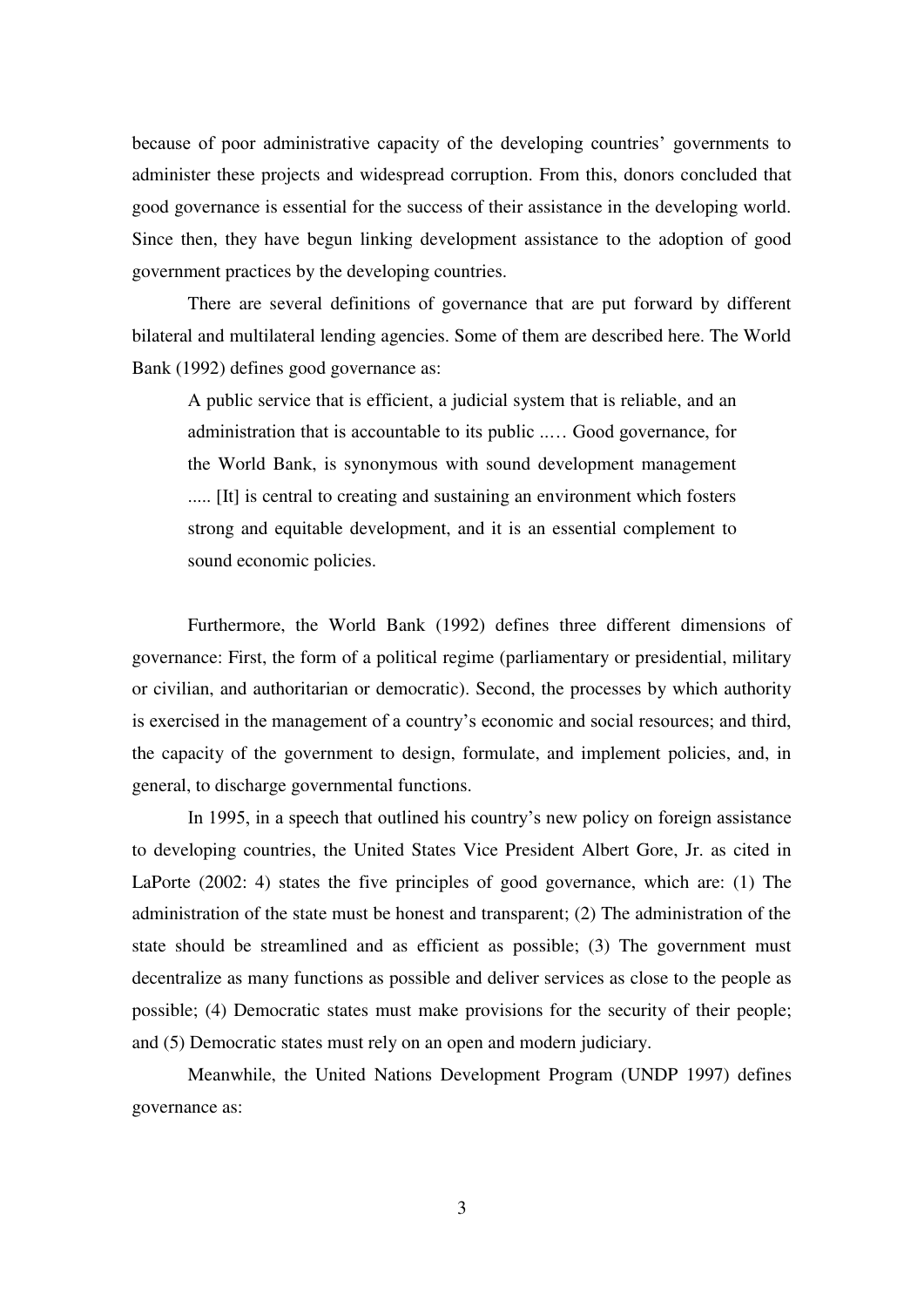because of poor administrative capacity of the developing countries' governments to administer these projects and widespread corruption. From this, donors concluded that good governance is essential for the success of their assistance in the developing world. Since then, they have begun linking development assistance to the adoption of good government practices by the developing countries.

There are several definitions of governance that are put forward by different bilateral and multilateral lending agencies. Some of them are described here. The World Bank (1992) defines good governance as:

> A public service that is efficient, a judicial system that is reliable, and an administration that is accountable to its public ..… Good governance, for the World Bank, is synonymous with sound development management ..... [It] is central to creating and sustaining an environment which fosters strong and equitable development, and it is an essential complement to sound economic policies.

Furthermore, the World Bank (1992) defines three different dimensions of governance: First, the form of a political regime (parliamentary or presidential, military or civilian, and authoritarian or democratic). Second, the processes by which authority is exercised in the management of a country's economic and social resources; and third, the capacity of the government to design, formulate, and implement policies, and, in general, to discharge governmental functions.

In 1995, in a speech that outlined his country's new policy on foreign assistance to developing countries, the United States Vice President Albert Gore, Jr. as cited in LaPorte (2002: 4) states the five principles of good governance, which are: (1) The administration of the state must be honest and transparent; (2) The administration of the state should be streamlined and as efficient as possible; (3) The government must decentralize as many functions as possible and deliver services as close to the people as possible; (4) Democratic states must make provisions for the security of their people; and (5) Democratic states must rely on an open and modern judiciary.

Meanwhile, the United Nations Development Program (UNDP 1997) defines governance as: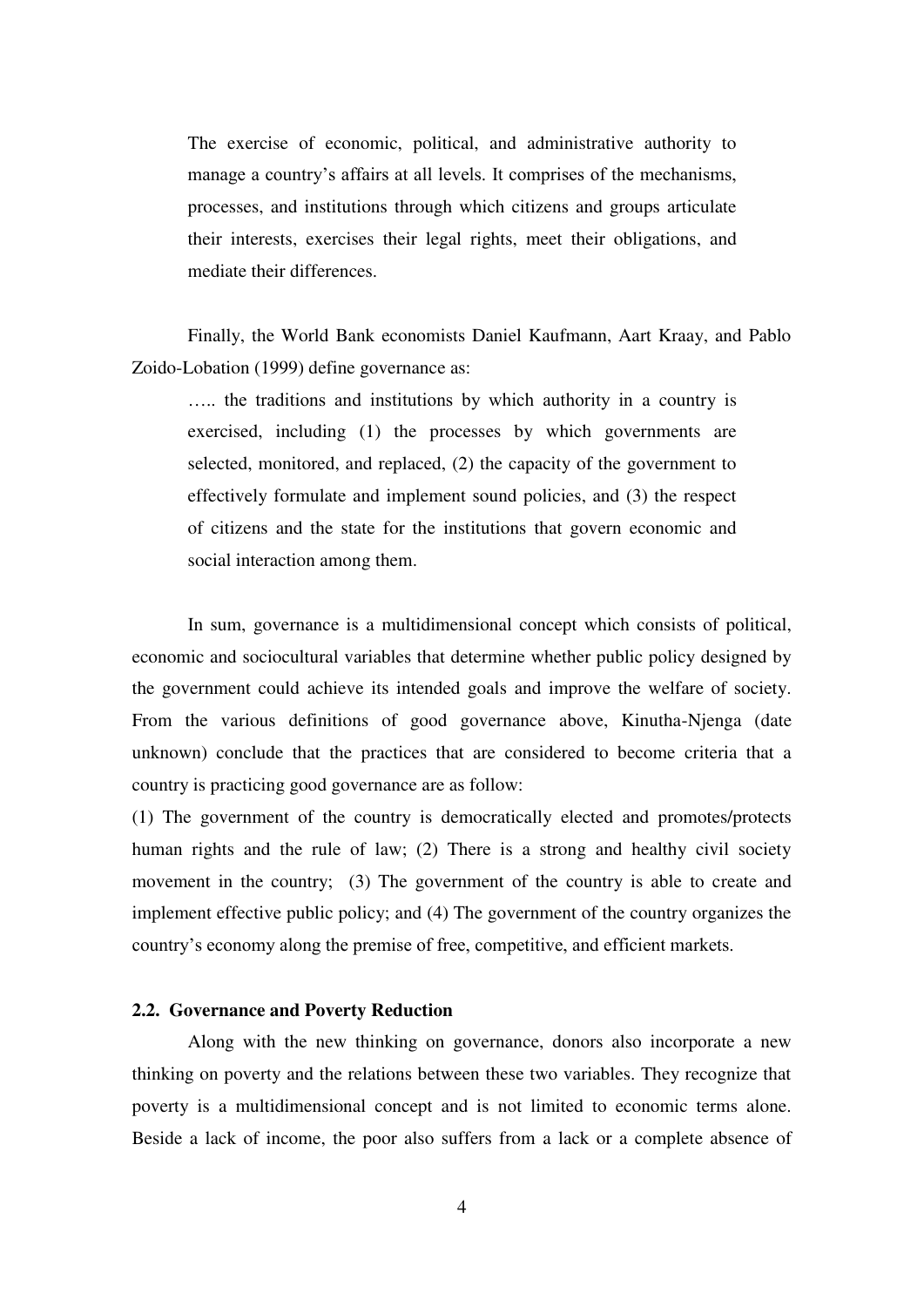> The exercise of economic, political, and administrative authority to manage a country's affairs at all levels. It comprises of the mechanisms, processes, and institutions through which citizens and groups articulate their interests, exercises their legal rights, meet their obligations, and mediate their differences.

Finally, the World Bank economists Daniel Kaufmann, Aart Kraay, and Pablo Zoido-Lobation (1999) define governance as:

> ….. the traditions and institutions by which authority in a country is exercised, including (1) the processes by which governments are selected, monitored, and replaced, (2) the capacity of the government to effectively formulate and implement sound policies, and (3) the respect of citizens and the state for the institutions that govern economic and social interaction among them.

In sum, governance is a multidimensional concept which consists of political, economic and sociocultural variables that determine whether public policy designed by the government could achieve its intended goals and improve the welfare of society. From the various definitions of good governance above, Kinutha-Njenga (date unknown) conclude that the practices that are considered to become criteria that a country is practicing good governance are as follow:

(1) The government of the country is democratically elected and promotes/protects human rights and the rule of law; (2) There is a strong and healthy civil society movement in the country; (3) The government of the country is able to create and implement effective public policy; and (4) The government of the country organizes the country's economy along the premise of free, competitive, and efficient markets.

### 2.2. Governance and Poverty Reduction

Along with the new thinking on governance, donors also incorporate a new thinking on poverty and the relations between these two variables. They recognize that poverty is a multidimensional concept and is not limited to economic terms alone. Beside a lack of income, the poor also suffers from a lack or a complete absence of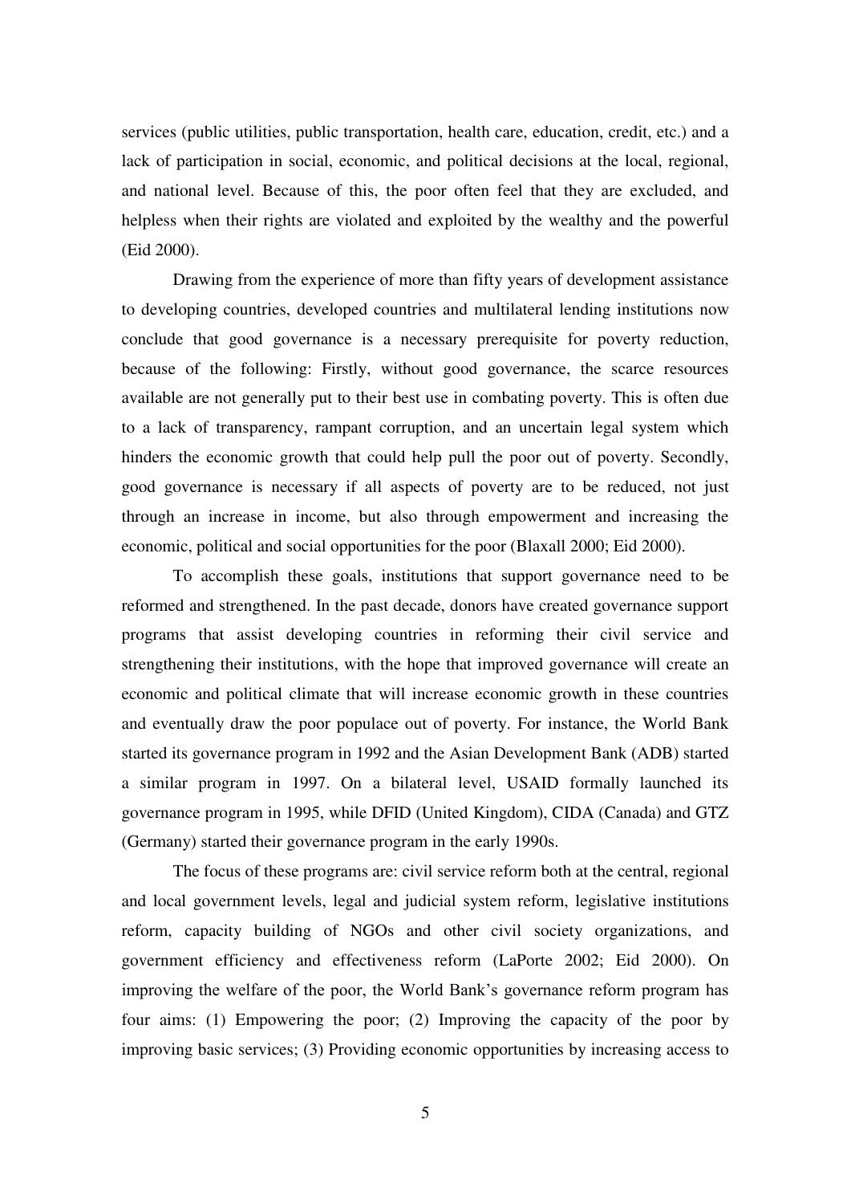services (public utilities, public transportation, health care, education, credit, etc.) and a lack of participation in social, economic, and political decisions at the local, regional, and national level. Because of this, the poor often feel that they are excluded, and helpless when their rights are violated and exploited by the wealthy and the powerful (Eid 2000).

Drawing from the experience of more than fifty years of development assistance to developing countries, developed countries and multilateral lending institutions now conclude that good governance is a necessary prerequisite for poverty reduction, because of the following: Firstly, without good governance, the scarce resources available are not generally put to their best use in combating poverty. This is often due to a lack of transparency, rampant corruption, and an uncertain legal system which hinders the economic growth that could help pull the poor out of poverty. Secondly, good governance is necessary if all aspects of poverty are to be reduced, not just through an increase in income, but also through empowerment and increasing the economic, political and social opportunities for the poor (Blaxall 2000; Eid 2000).

To accomplish these goals, institutions that support governance need to be reformed and strengthened. In the past decade, donors have created governance support programs that assist developing countries in reforming their civil service and strengthening their institutions, with the hope that improved governance will create an economic and political climate that will increase economic growth in these countries and eventually draw the poor populace out of poverty. For instance, the World Bank started its governance program in 1992 and the Asian Development Bank (ADB) started a similar program in 1997. On a bilateral level, USAID formally launched its governance program in 1995, while DFID (United Kingdom), CIDA (Canada) and GTZ (Germany) started their governance program in the early 1990s.

The focus of these programs are: civil service reform both at the central, regional and local government levels, legal and judicial system reform, legislative institutions reform, capacity building of NGOs and other civil society organizations, and government efficiency and effectiveness reform (LaPorte 2002; Eid 2000). On improving the welfare of the poor, the World Bank's governance reform program has four aims: (1) Empowering the poor; (2) Improving the capacity of the poor by improving basic services; (3) Providing economic opportunities by increasing access to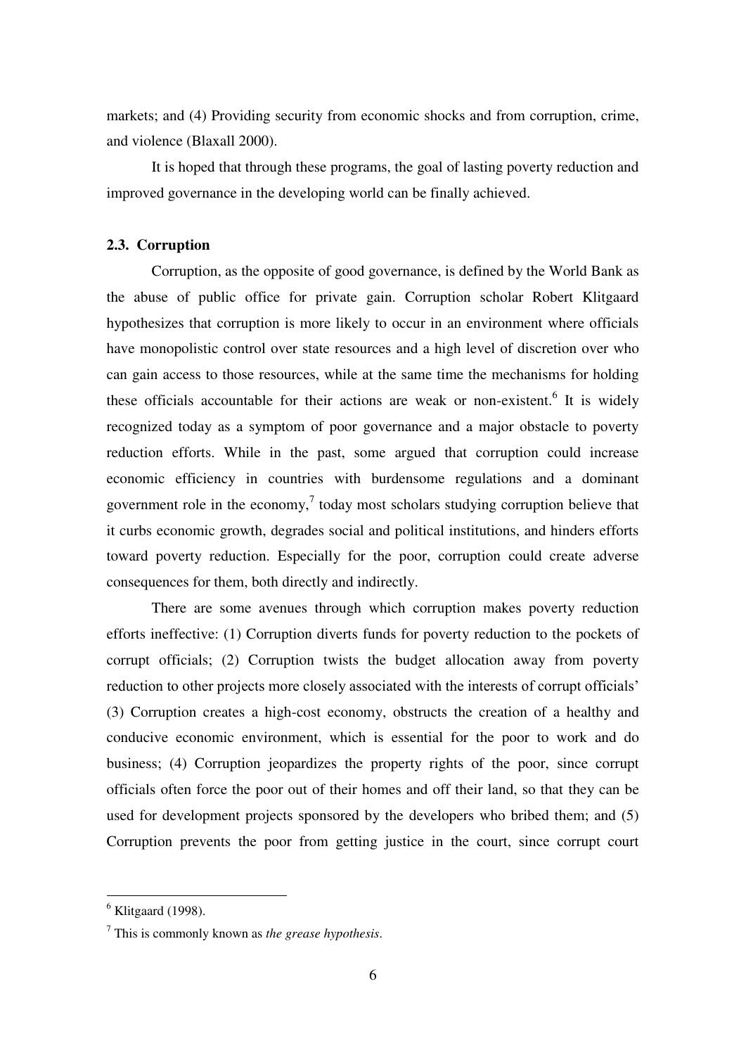markets; and (4) Providing security from economic shocks and from corruption, crime, and violence (Blaxall 2000).

It is hoped that through these programs, the goal of lasting poverty reduction and improved governance in the developing world can be finally achieved.

### 2.3. Corruption

Corruption, as the opposite of good governance, is defined by the World Bank as the abuse of public office for private gain. Corruption scholar Robert Klitgaard hypothesizes that corruption is more likely to occur in an environment where officials have monopolistic control over state resources and a high level of discretion over who can gain access to those resources, while at the same time the mechanisms for holding these officials accountable for their actions are weak or non-existent.[6] It is widely recognized today as a symptom of poor governance and a major obstacle to poverty reduction efforts. While in the past, some argued that corruption could increase economic efficiency in countries with burdensome regulations and a dominant government role in the economy,[7] today most scholars studying corruption believe that it curbs economic growth, degrades social and political institutions, and hinders efforts toward poverty reduction. Especially for the poor, corruption could create adverse consequences for them, both directly and indirectly.

There are some avenues through which corruption makes poverty reduction efforts ineffective: (1) Corruption diverts funds for poverty reduction to the pockets of corrupt officials; (2) Corruption twists the budget allocation away from poverty reduction to other projects more closely associated with the interests of corrupt officials' (3) Corruption creates a high-cost economy, obstructs the creation of a healthy and conducive economic environment, which is essential for the poor to work and do business; (4) Corruption jeopardizes the property rights of the poor, since corrupt officials often force the poor out of their homes and off their land, so that they can be used for development projects sponsored by the developers who bribed them; and (5) Corruption prevents the poor from getting justice in the court, since corrupt court

---

[6] Klitgaard (1998).

[7] This is commonly known as *the grease hypothesis*.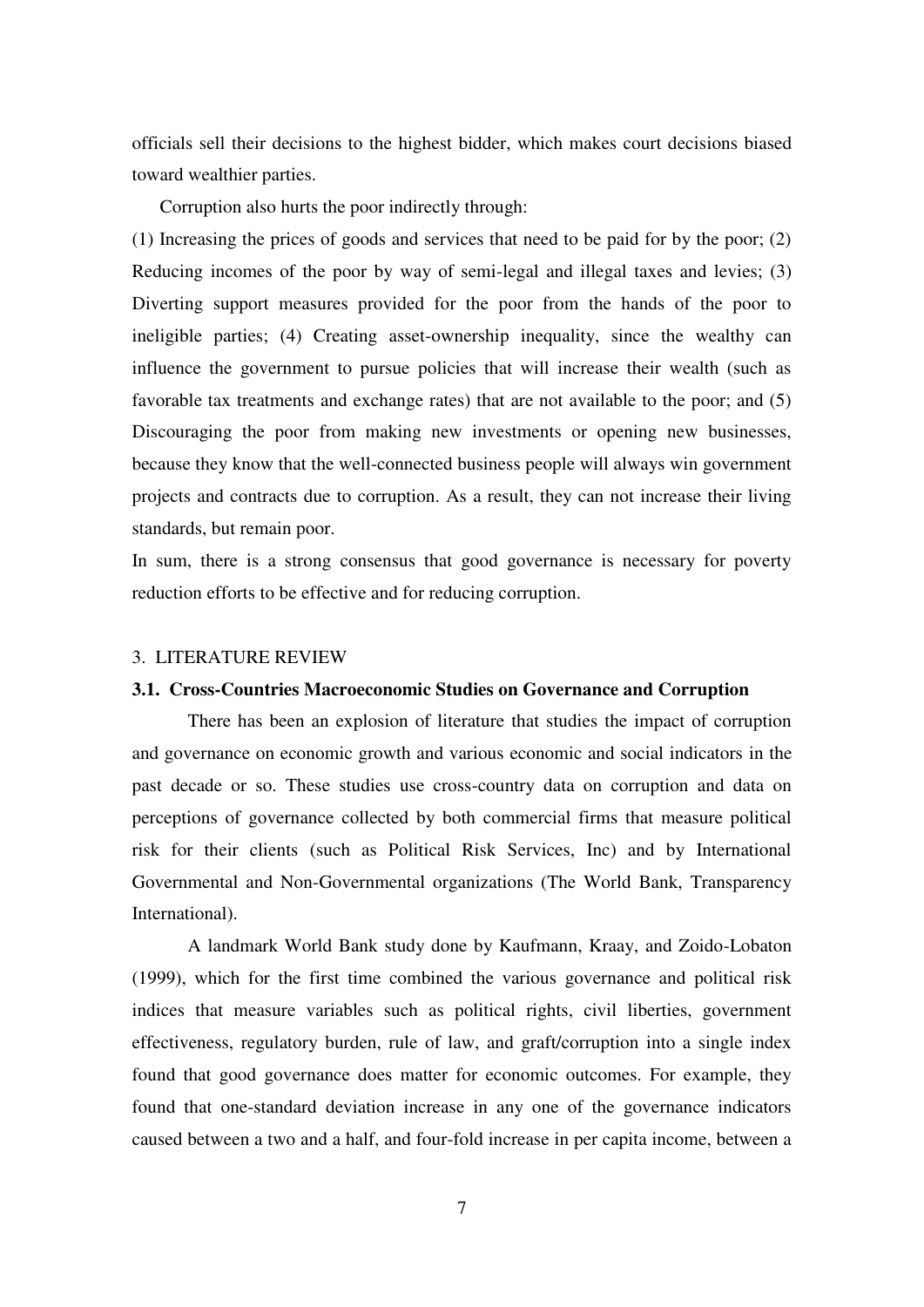officials sell their decisions to the highest bidder, which makes court decisions biased toward wealthier parties.

Corruption also hurts the poor indirectly through:

(1) Increasing the prices of goods and services that need to be paid for by the poor; (2) Reducing incomes of the poor by way of semi-legal and illegal taxes and levies; (3) Diverting support measures provided for the poor from the hands of the poor to ineligible parties; (4) Creating asset-ownership inequality, since the wealthy can influence the government to pursue policies that will increase their wealth (such as favorable tax treatments and exchange rates) that are not available to the poor; and (5) Discouraging the poor from making new investments or opening new businesses, because they know that the well-connected business people will always win government projects and contracts due to corruption. As a result, they can not increase their living standards, but remain poor.

In sum, there is a strong consensus that good governance is necessary for poverty reduction efforts to be effective and for reducing corruption.

## 3. LITERATURE REVIEW

### 3.1. Cross-Countries Macroeconomic Studies on Governance and Corruption

There has been an explosion of literature that studies the impact of corruption and governance on economic growth and various economic and social indicators in the past decade or so. These studies use cross-country data on corruption and data on perceptions of governance collected by both commercial firms that measure political risk for their clients (such as Political Risk Services, Inc) and by International Governmental and Non-Governmental organizations (The World Bank, Transparency International).

A landmark World Bank study done by Kaufmann, Kraay, and Zoido-Lobaton (1999), which for the first time combined the various governance and political risk indices that measure variables such as political rights, civil liberties, government effectiveness, regulatory burden, rule of law, and graft/corruption into a single index found that good governance does matter for economic outcomes. For example, they found that one-standard deviation increase in any one of the governance indicators caused between a two and a half, and four-fold increase in per capita income, between a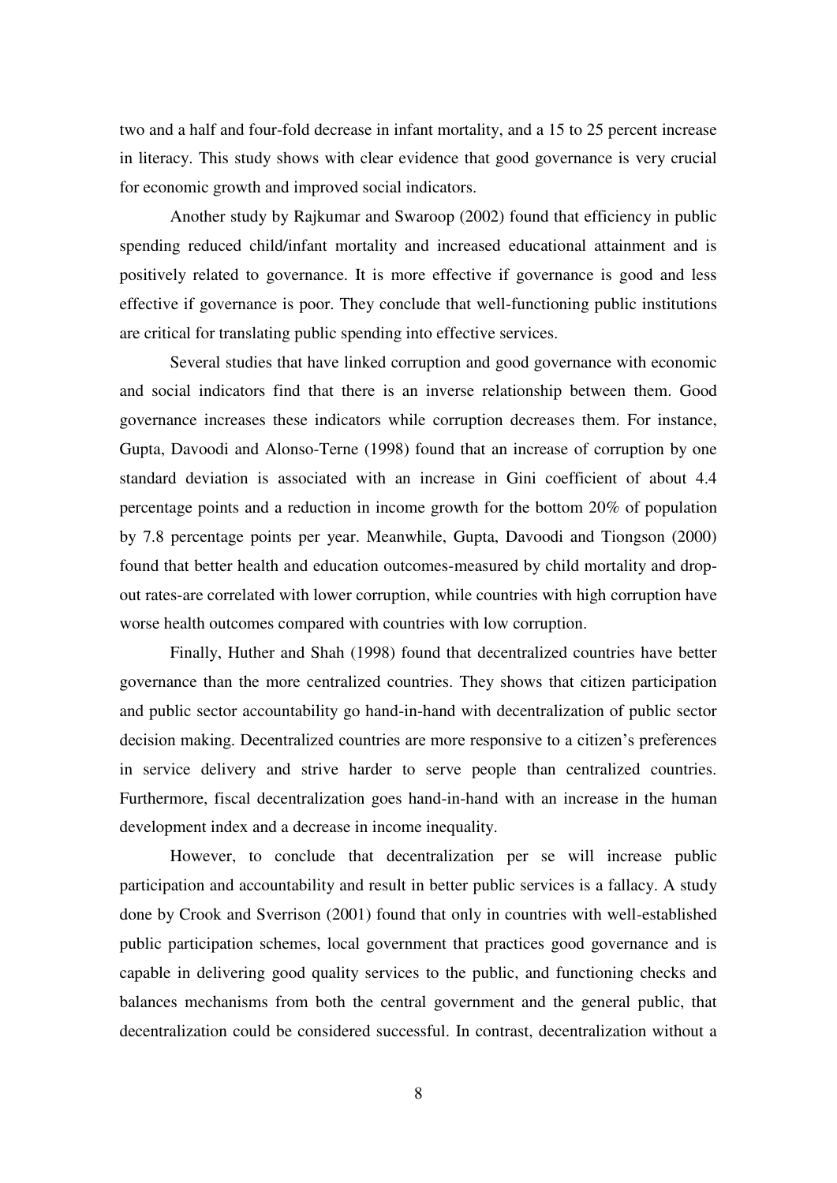two and a half and four-fold decrease in infant mortality, and a 15 to 25 percent increase in literacy. This study shows with clear evidence that good governance is very crucial for economic growth and improved social indicators.

Another study by Rajkumar and Swaroop (2002) found that efficiency in public spending reduced child/infant mortality and increased educational attainment and is positively related to governance. It is more effective if governance is good and less effective if governance is poor. They conclude that well-functioning public institutions are critical for translating public spending into effective services.

Several studies that have linked corruption and good governance with economic and social indicators find that there is an inverse relationship between them. Good governance increases these indicators while corruption decreases them. For instance, Gupta, Davoodi and Alonso-Terne (1998) found that an increase of corruption by one standard deviation is associated with an increase in Gini coefficient of about 4.4 percentage points and a reduction in income growth for the bottom 20% of population by 7.8 percentage points per year. Meanwhile, Gupta, Davoodi and Tiongson (2000) found that better health and education outcomes-measured by child mortality and drop-out rates-are correlated with lower corruption, while countries with high corruption have worse health outcomes compared with countries with low corruption.

Finally, Huther and Shah (1998) found that decentralized countries have better governance than the more centralized countries. They shows that citizen participation and public sector accountability go hand-in-hand with decentralization of public sector decision making. Decentralized countries are more responsive to a citizen's preferences in service delivery and strive harder to serve people than centralized countries. Furthermore, fiscal decentralization goes hand-in-hand with an increase in the human development index and a decrease in income inequality.

However, to conclude that decentralization per se will increase public participation and accountability and result in better public services is a fallacy. A study done by Crook and Sverrison (2001) found that only in countries with well-established public participation schemes, local government that practices good governance and is capable in delivering good quality services to the public, and functioning checks and balances mechanisms from both the central government and the general public, that decentralization could be considered successful. In contrast, decentralization without a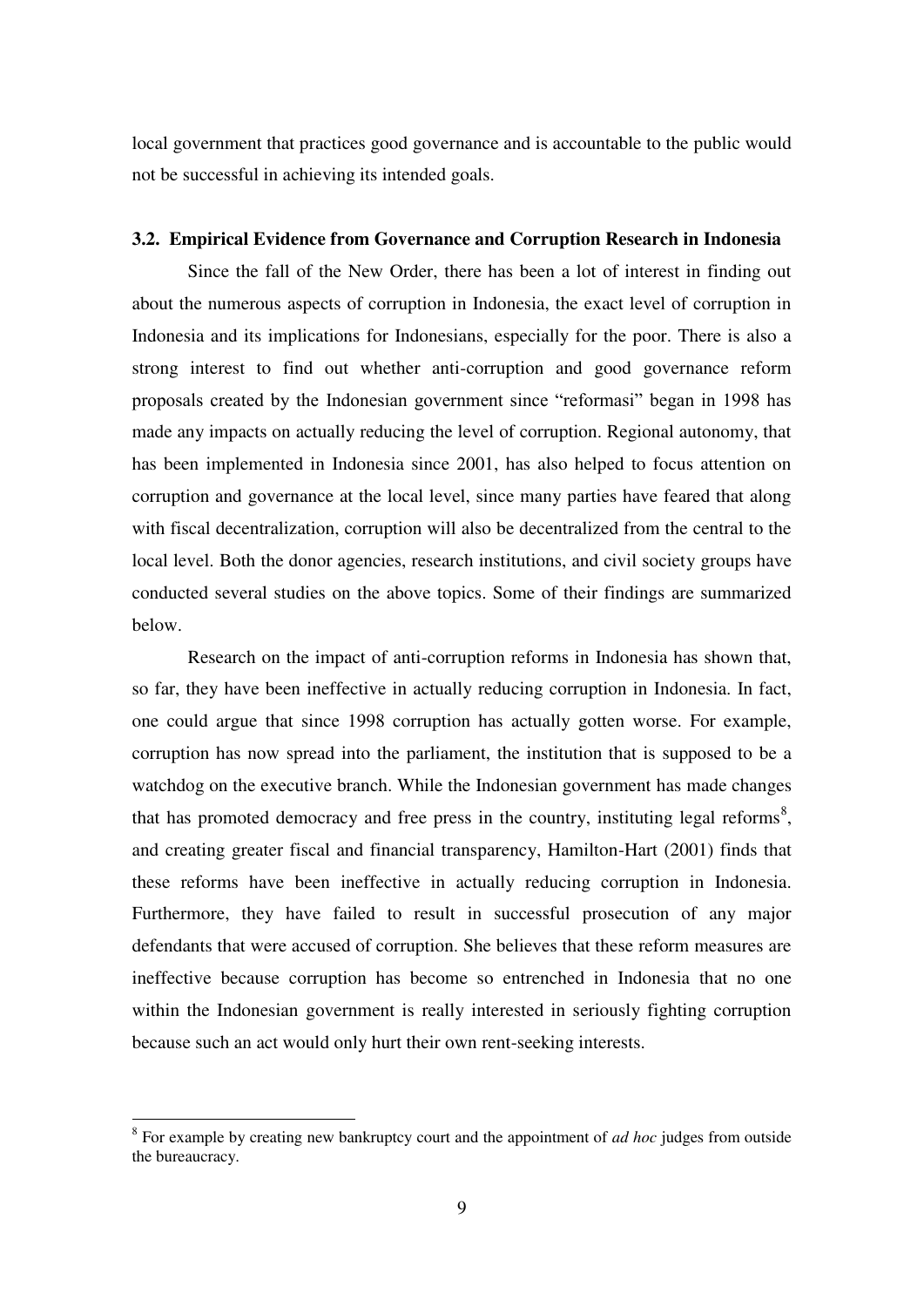local government that practices good governance and is accountable to the public would not be successful in achieving its intended goals.

### 3.2. Empirical Evidence from Governance and Corruption Research in Indonesia

Since the fall of the New Order, there has been a lot of interest in finding out about the numerous aspects of corruption in Indonesia, the exact level of corruption in Indonesia and its implications for Indonesians, especially for the poor. There is also a strong interest to find out whether anti-corruption and good governance reform proposals created by the Indonesian government since "reformasi" began in 1998 has made any impacts on actually reducing the level of corruption. Regional autonomy, that has been implemented in Indonesia since 2001, has also helped to focus attention on corruption and governance at the local level, since many parties have feared that along with fiscal decentralization, corruption will also be decentralized from the central to the local level. Both the donor agencies, research institutions, and civil society groups have conducted several studies on the above topics. Some of their findings are summarized below.

Research on the impact of anti-corruption reforms in Indonesia has shown that, so far, they have been ineffective in actually reducing corruption in Indonesia. In fact, one could argue that since 1998 corruption has actually gotten worse. For example, corruption has now spread into the parliament, the institution that is supposed to be a watchdog on the executive branch. While the Indonesian government has made changes that has promoted democracy and free press in the country, instituting legal reforms[8], and creating greater fiscal and financial transparency, Hamilton-Hart (2001) finds that these reforms have been ineffective in actually reducing corruption in Indonesia. Furthermore, they have failed to result in successful prosecution of any major defendants that were accused of corruption. She believes that these reform measures are ineffective because corruption has become so entrenched in Indonesia that no one within the Indonesian government is really interested in seriously fighting corruption because such an act would only hurt their own rent-seeking interests.

[8] For example by creating new bankruptcy court and the appointment of *ad hoc* judges from outside the bureaucracy.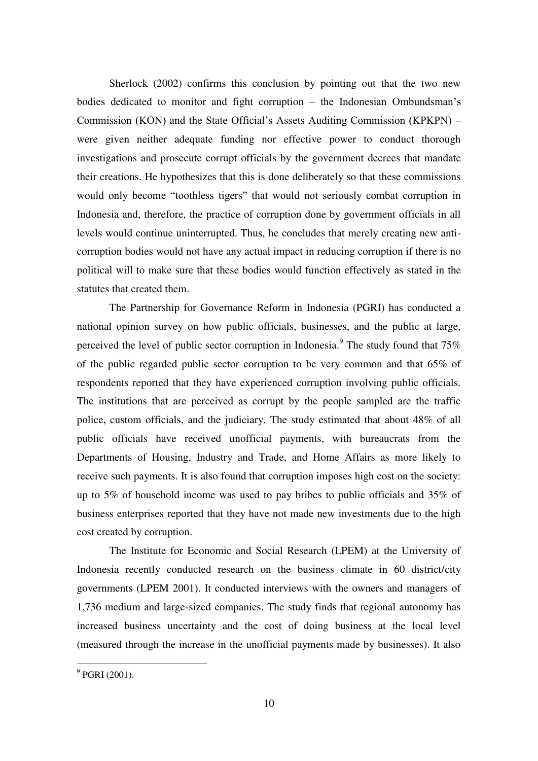Sherlock (2002) confirms this conclusion by pointing out that the two new bodies dedicated to monitor and fight corruption – the Indonesian Ombundsman's Commission (KON) and the State Official's Assets Auditing Commission (KPKPN) – were given neither adequate funding nor effective power to conduct thorough investigations and prosecute corrupt officials by the government decrees that mandate their creations. He hypothesizes that this is done deliberately so that these commissions would only become "toothless tigers" that would not seriously combat corruption in Indonesia and, therefore, the practice of corruption done by government officials in all levels would continue uninterrupted. Thus, he concludes that merely creating new anti-corruption bodies would not have any actual impact in reducing corruption if there is no political will to make sure that these bodies would function effectively as stated in the statutes that created them.

The Partnership for Governance Reform in Indonesia (PGRI) has conducted a national opinion survey on how public officials, businesses, and the public at large, perceived the level of public sector corruption in Indonesia.[9] The study found that 75% of the public regarded public sector corruption to be very common and that 65% of respondents reported that they have experienced corruption involving public officials. The institutions that are perceived as corrupt by the people sampled are the traffic police, custom officials, and the judiciary. The study estimated that about 48% of all public officials have received unofficial payments, with bureaucrats from the Departments of Housing, Industry and Trade, and Home Affairs as more likely to receive such payments. It is also found that corruption imposes high cost on the society: up to 5% of household income was used to pay bribes to public officials and 35% of business enterprises reported that they have not made new investments due to the high cost created by corruption.

The Institute for Economic and Social Research (LPEM) at the University of Indonesia recently conducted research on the business climate in 60 district/city governments (LPEM 2001). It conducted interviews with the owners and managers of 1,736 medium and large-sized companies. The study finds that regional autonomy has increased business uncertainty and the cost of doing business at the local level (measured through the increase in the unofficial payments made by businesses). It also

[9] PGRI (2001).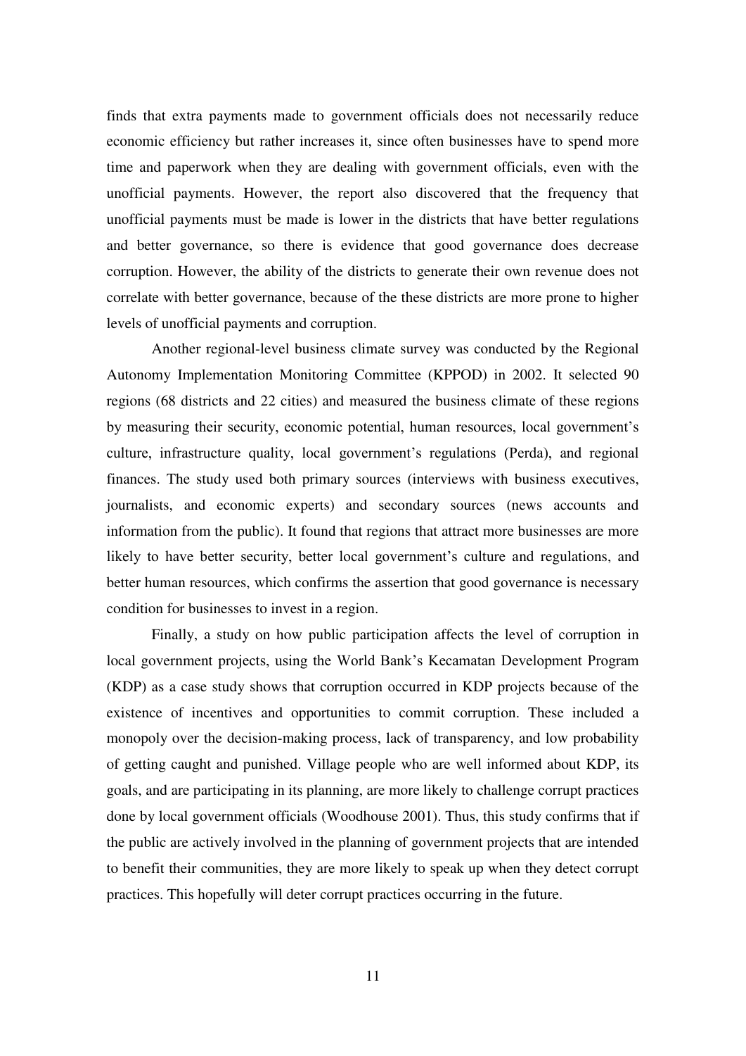finds that extra payments made to government officials does not necessarily reduce economic efficiency but rather increases it, since often businesses have to spend more time and paperwork when they are dealing with government officials, even with the unofficial payments. However, the report also discovered that the frequency that unofficial payments must be made is lower in the districts that have better regulations and better governance, so there is evidence that good governance does decrease corruption. However, the ability of the districts to generate their own revenue does not correlate with better governance, because of the these districts are more prone to higher levels of unofficial payments and corruption.

Another regional-level business climate survey was conducted by the Regional Autonomy Implementation Monitoring Committee (KPPOD) in 2002. It selected 90 regions (68 districts and 22 cities) and measured the business climate of these regions by measuring their security, economic potential, human resources, local government's culture, infrastructure quality, local government's regulations (Perda), and regional finances. The study used both primary sources (interviews with business executives, journalists, and economic experts) and secondary sources (news accounts and information from the public). It found that regions that attract more businesses are more likely to have better security, better local government's culture and regulations, and better human resources, which confirms the assertion that good governance is necessary condition for businesses to invest in a region.

Finally, a study on how public participation affects the level of corruption in local government projects, using the World Bank's Kecamatan Development Program (KDP) as a case study shows that corruption occurred in KDP projects because of the existence of incentives and opportunities to commit corruption. These included a monopoly over the decision-making process, lack of transparency, and low probability of getting caught and punished. Village people who are well informed about KDP, its goals, and are participating in its planning, are more likely to challenge corrupt practices done by local government officials (Woodhouse 2001). Thus, this study confirms that if the public are actively involved in the planning of government projects that are intended to benefit their communities, they are more likely to speak up when they detect corrupt practices. This hopefully will deter corrupt practices occurring in the future.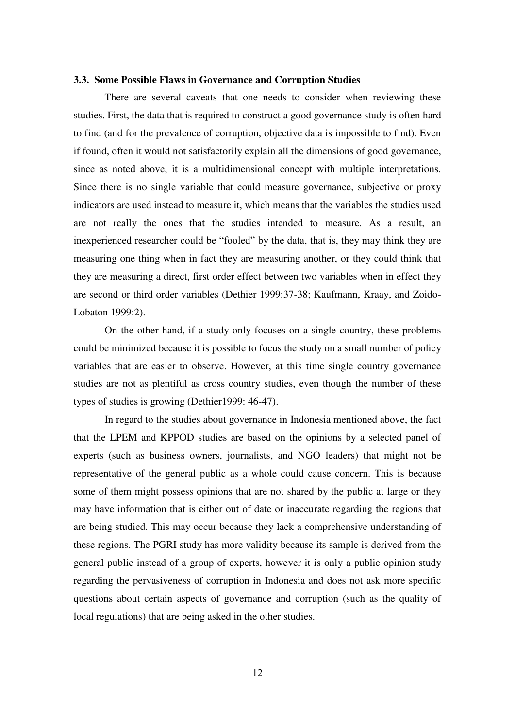### 3.3. Some Possible Flaws in Governance and Corruption Studies

There are several caveats that one needs to consider when reviewing these studies. First, the data that is required to construct a good governance study is often hard to find (and for the prevalence of corruption, objective data is impossible to find). Even if found, often it would not satisfactorily explain all the dimensions of good governance, since as noted above, it is a multidimensional concept with multiple interpretations. Since there is no single variable that could measure governance, subjective or proxy indicators are used instead to measure it, which means that the variables the studies used are not really the ones that the studies intended to measure. As a result, an inexperienced researcher could be "fooled" by the data, that is, they may think they are measuring one thing when in fact they are measuring another, or they could think that they are measuring a direct, first order effect between two variables when in effect they are second or third order variables (Dethier 1999:37-38; Kaufmann, Kraay, and Zoido-Lobaton 1999:2).

On the other hand, if a study only focuses on a single country, these problems could be minimized because it is possible to focus the study on a small number of policy variables that are easier to observe. However, at this time single country governance studies are not as plentiful as cross country studies, even though the number of these types of studies is growing (Dethier1999: 46-47).

In regard to the studies about governance in Indonesia mentioned above, the fact that the LPEM and KPPOD studies are based on the opinions by a selected panel of experts (such as business owners, journalists, and NGO leaders) that might not be representative of the general public as a whole could cause concern. This is because some of them might possess opinions that are not shared by the public at large or they may have information that is either out of date or inaccurate regarding the regions that are being studied. This may occur because they lack a comprehensive understanding of these regions. The PGRI study has more validity because its sample is derived from the general public instead of a group of experts, however it is only a public opinion study regarding the pervasiveness of corruption in Indonesia and does not ask more specific questions about certain aspects of governance and corruption (such as the quality of local regulations) that are being asked in the other studies.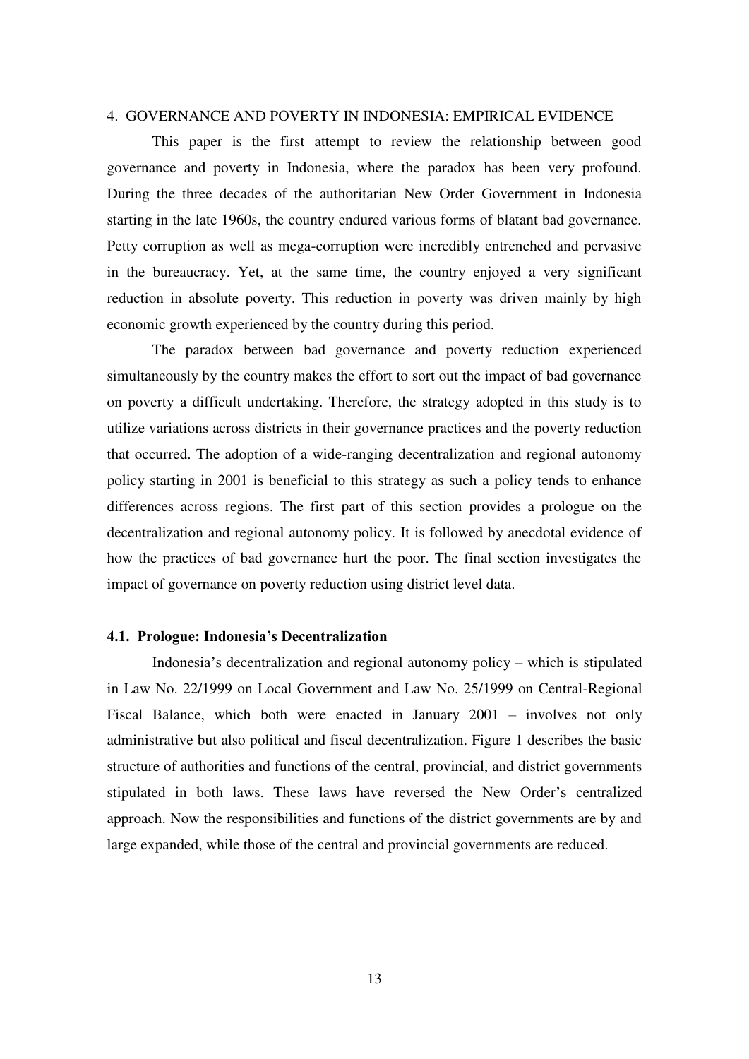## 4. GOVERNANCE AND POVERTY IN INDONESIA: EMPIRICAL EVIDENCE

This paper is the first attempt to review the relationship between good governance and poverty in Indonesia, where the paradox has been very profound. During the three decades of the authoritarian New Order Government in Indonesia starting in the late 1960s, the country endured various forms of blatant bad governance. Petty corruption as well as mega-corruption were incredibly entrenched and pervasive in the bureaucracy. Yet, at the same time, the country enjoyed a very significant reduction in absolute poverty. This reduction in poverty was driven mainly by high economic growth experienced by the country during this period.

The paradox between bad governance and poverty reduction experienced simultaneously by the country makes the effort to sort out the impact of bad governance on poverty a difficult undertaking. Therefore, the strategy adopted in this study is to utilize variations across districts in their governance practices and the poverty reduction that occurred. The adoption of a wide-ranging decentralization and regional autonomy policy starting in 2001 is beneficial to this strategy as such a policy tends to enhance differences across regions. The first part of this section provides a prologue on the decentralization and regional autonomy policy. It is followed by anecdotal evidence of how the practices of bad governance hurt the poor. The final section investigates the impact of governance on poverty reduction using district level data.

### 4.1. Prologue: Indonesia's Decentralization

Indonesia's decentralization and regional autonomy policy – which is stipulated in Law No. 22/1999 on Local Government and Law No. 25/1999 on Central-Regional Fiscal Balance, which both were enacted in January 2001 – involves not only administrative but also political and fiscal decentralization. Figure 1 describes the basic structure of authorities and functions of the central, provincial, and district governments stipulated in both laws. These laws have reversed the New Order's centralized approach. Now the responsibilities and functions of the district governments are by and large expanded, while those of the central and provincial governments are reduced.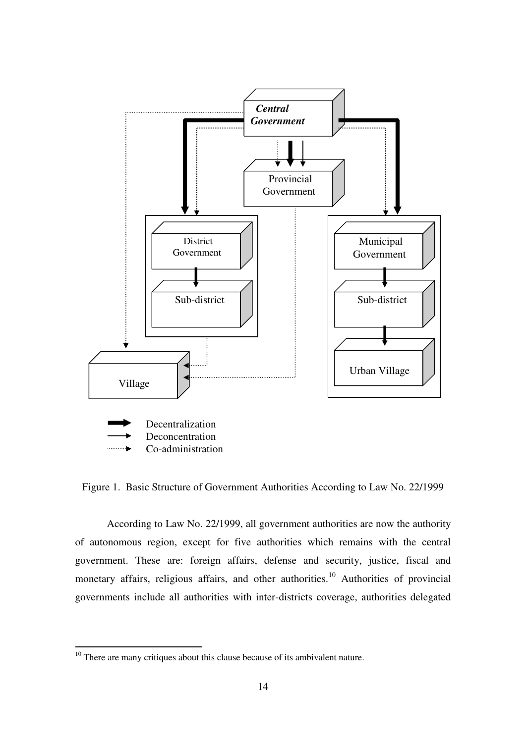Figure 1. Basic Structure of Government Authorities According to Law No. 22/1999

According to Law No. 22/1999, all government authorities are now the authority of autonomous region, except for five authorities which remains with the central government. These are: foreign affairs, defense and security, justice, fiscal and monetary affairs, religious affairs, and other authorities.[10] Authorities of provincial governments include all authorities with inter-districts coverage, authorities delegated

[10] There are many critiques about this clause because of its ambivalent nature.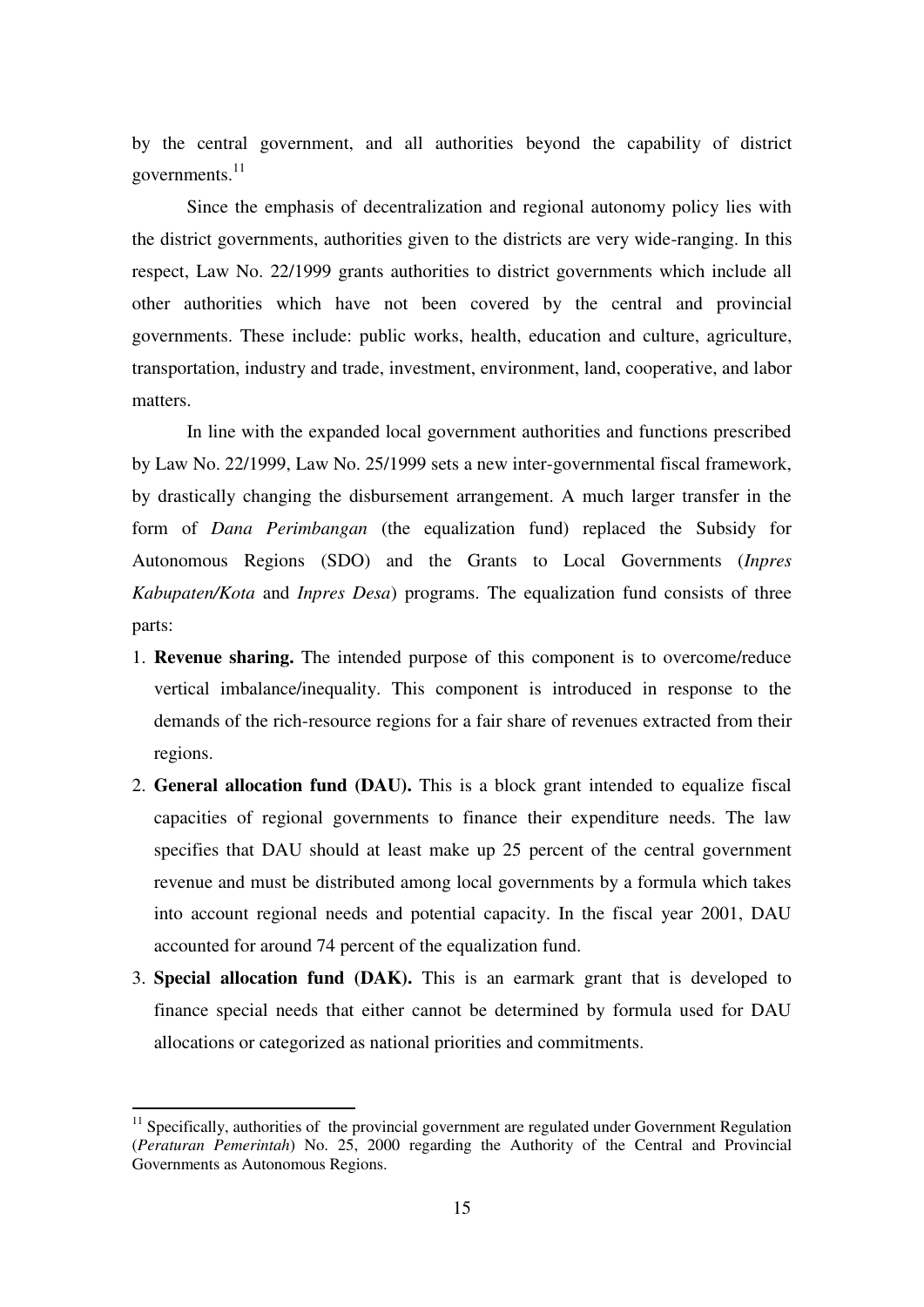by the central government, and all authorities beyond the capability of district governments.[11]

Since the emphasis of decentralization and regional autonomy policy lies with the district governments, authorities given to the districts are very wide-ranging. In this respect, Law No. 22/1999 grants authorities to district governments which include all other authorities which have not been covered by the central and provincial governments. These include: public works, health, education and culture, agriculture, transportation, industry and trade, investment, environment, land, cooperative, and labor matters.

In line with the expanded local government authorities and functions prescribed by Law No. 22/1999, Law No. 25/1999 sets a new inter-governmental fiscal framework, by drastically changing the disbursement arrangement. A much larger transfer in the form of *Dana Perimbangan* (the equalization fund) replaced the Subsidy for Autonomous Regions (SDO) and the Grants to Local Governments (*Inpres Kabupaten/Kota* and *Inpres Desa*) programs. The equalization fund consists of three parts:

1. **Revenue sharing.** The intended purpose of this component is to overcome/reduce vertical imbalance/inequality. This component is introduced in response to the demands of the rich-resource regions for a fair share of revenues extracted from their regions.
2. **General allocation fund (DAU).** This is a block grant intended to equalize fiscal capacities of regional governments to finance their expenditure needs. The law specifies that DAU should at least make up 25 percent of the central government revenue and must be distributed among local governments by a formula which takes into account regional needs and potential capacity. In the fiscal year 2001, DAU accounted for around 74 percent of the equalization fund.
3. **Special allocation fund (DAK).** This is an earmark grant that is developed to finance special needs that either cannot be determined by formula used for DAU allocations or categorized as national priorities and commitments.

---

[11] Specifically, authorities of the provincial government are regulated under Government Regulation (*Peraturan Pemerintah*) No. 25, 2000 regarding the Authority of the Central and Provincial Governments as Autonomous Regions.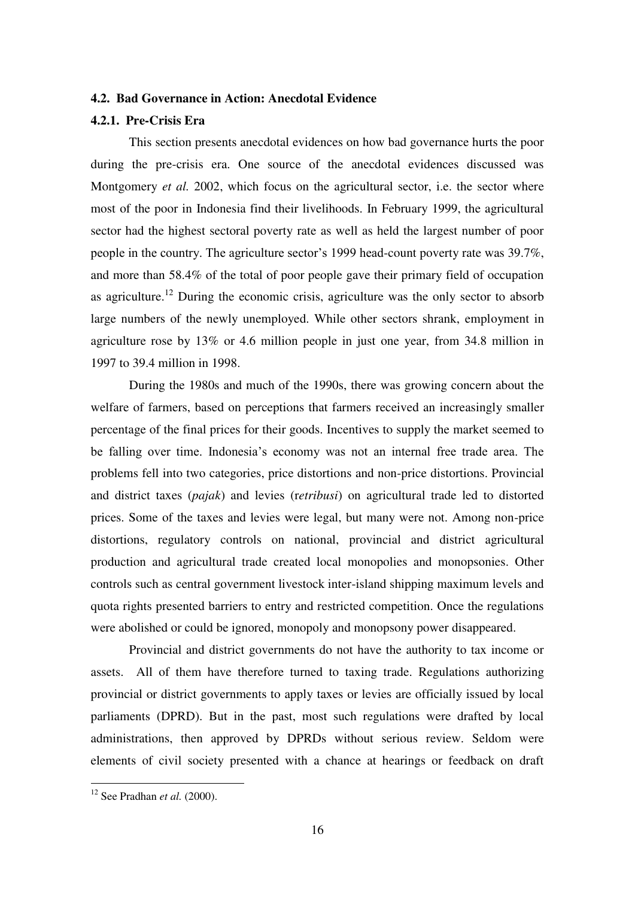### 4.2. Bad Governance in Action: Anecdotal Evidence

#### 4.2.1. Pre-Crisis Era

This section presents anecdotal evidences on how bad governance hurts the poor during the pre-crisis era. One source of the anecdotal evidences discussed was Montgomery *et al.* 2002, which focus on the agricultural sector, i.e. the sector where most of the poor in Indonesia find their livelihoods. In February 1999, the agricultural sector had the highest sectoral poverty rate as well as held the largest number of poor people in the country. The agriculture sector's 1999 head-count poverty rate was 39.7%, and more than 58.4% of the total of poor people gave their primary field of occupation as agriculture.[12] During the economic crisis, agriculture was the only sector to absorb large numbers of the newly unemployed. While other sectors shrank, employment in agriculture rose by 13% or 4.6 million people in just one year, from 34.8 million in 1997 to 39.4 million in 1998.

During the 1980s and much of the 1990s, there was growing concern about the welfare of farmers, based on perceptions that farmers received an increasingly smaller percentage of the final prices for their goods. Incentives to supply the market seemed to be falling over time. Indonesia's economy was not an internal free trade area. The problems fell into two categories, price distortions and non-price distortions. Provincial and district taxes (*pajak*) and levies (r*etribusi*) on agricultural trade led to distorted prices. Some of the taxes and levies were legal, but many were not. Among non-price distortions, regulatory controls on national, provincial and district agricultural production and agricultural trade created local monopolies and monopsonies. Other controls such as central government livestock inter-island shipping maximum levels and quota rights presented barriers to entry and restricted competition. Once the regulations were abolished or could be ignored, monopoly and monopsony power disappeared.

Provincial and district governments do not have the authority to tax income or assets. All of them have therefore turned to taxing trade. Regulations authorizing provincial or district governments to apply taxes or levies are officially issued by local parliaments (DPRD). But in the past, most such regulations were drafted by local administrations, then approved by DPRDs without serious review. Seldom were elements of civil society presented with a chance at hearings or feedback on draft

[12] See Pradhan *et al.* (2000).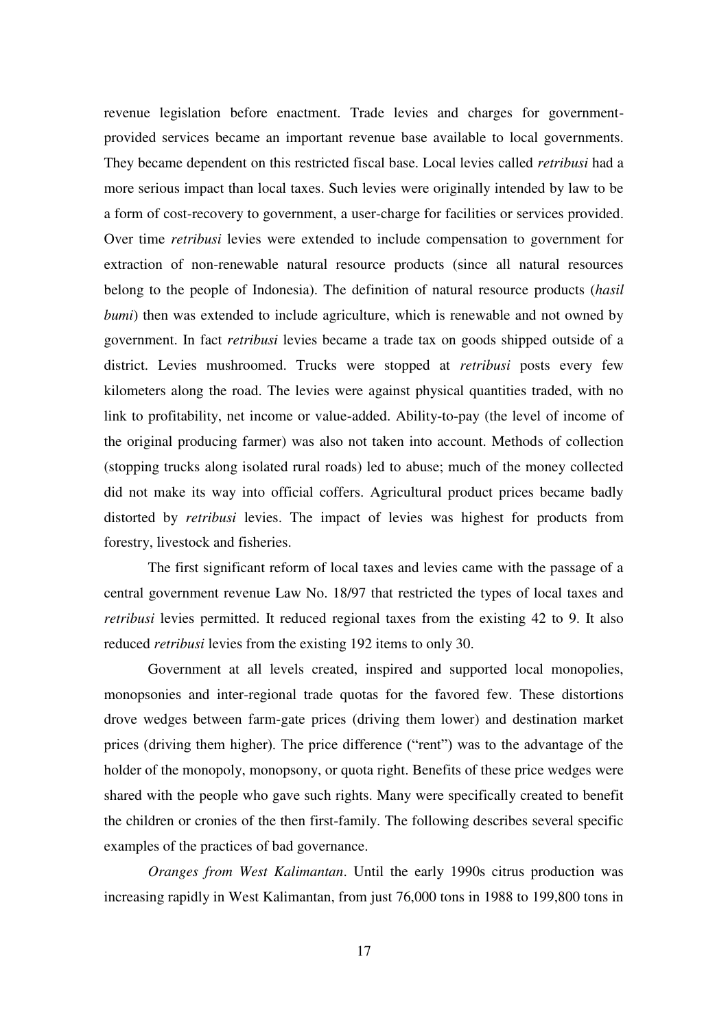revenue legislation before enactment. Trade levies and charges for government-provided services became an important revenue base available to local governments. They became dependent on this restricted fiscal base. Local levies called *retribusi* had a more serious impact than local taxes. Such levies were originally intended by law to be a form of cost-recovery to government, a user-charge for facilities or services provided. Over time *retribusi* levies were extended to include compensation to government for extraction of non-renewable natural resource products (since all natural resources belong to the people of Indonesia). The definition of natural resource products (*hasil bumi*) then was extended to include agriculture, which is renewable and not owned by government. In fact *retribusi* levies became a trade tax on goods shipped outside of a district. Levies mushroomed. Trucks were stopped at *retribusi* posts every few kilometers along the road. The levies were against physical quantities traded, with no link to profitability, net income or value-added. Ability-to-pay (the level of income of the original producing farmer) was also not taken into account. Methods of collection (stopping trucks along isolated rural roads) led to abuse; much of the money collected did not make its way into official coffers. Agricultural product prices became badly distorted by *retribusi* levies. The impact of levies was highest for products from forestry, livestock and fisheries.

The first significant reform of local taxes and levies came with the passage of a central government revenue Law No. 18/97 that restricted the types of local taxes and *retribusi* levies permitted. It reduced regional taxes from the existing 42 to 9. It also reduced *retribusi* levies from the existing 192 items to only 30.

Government at all levels created, inspired and supported local monopolies, monopsonies and inter-regional trade quotas for the favored few. These distortions drove wedges between farm-gate prices (driving them lower) and destination market prices (driving them higher). The price difference ("rent") was to the advantage of the holder of the monopoly, monopsony, or quota right. Benefits of these price wedges were shared with the people who gave such rights. Many were specifically created to benefit the children or cronies of the then first-family. The following describes several specific examples of the practices of bad governance.

*Oranges from West Kalimantan*. Until the early 1990s citrus production was increasing rapidly in West Kalimantan, from just 76,000 tons in 1988 to 199,800 tons in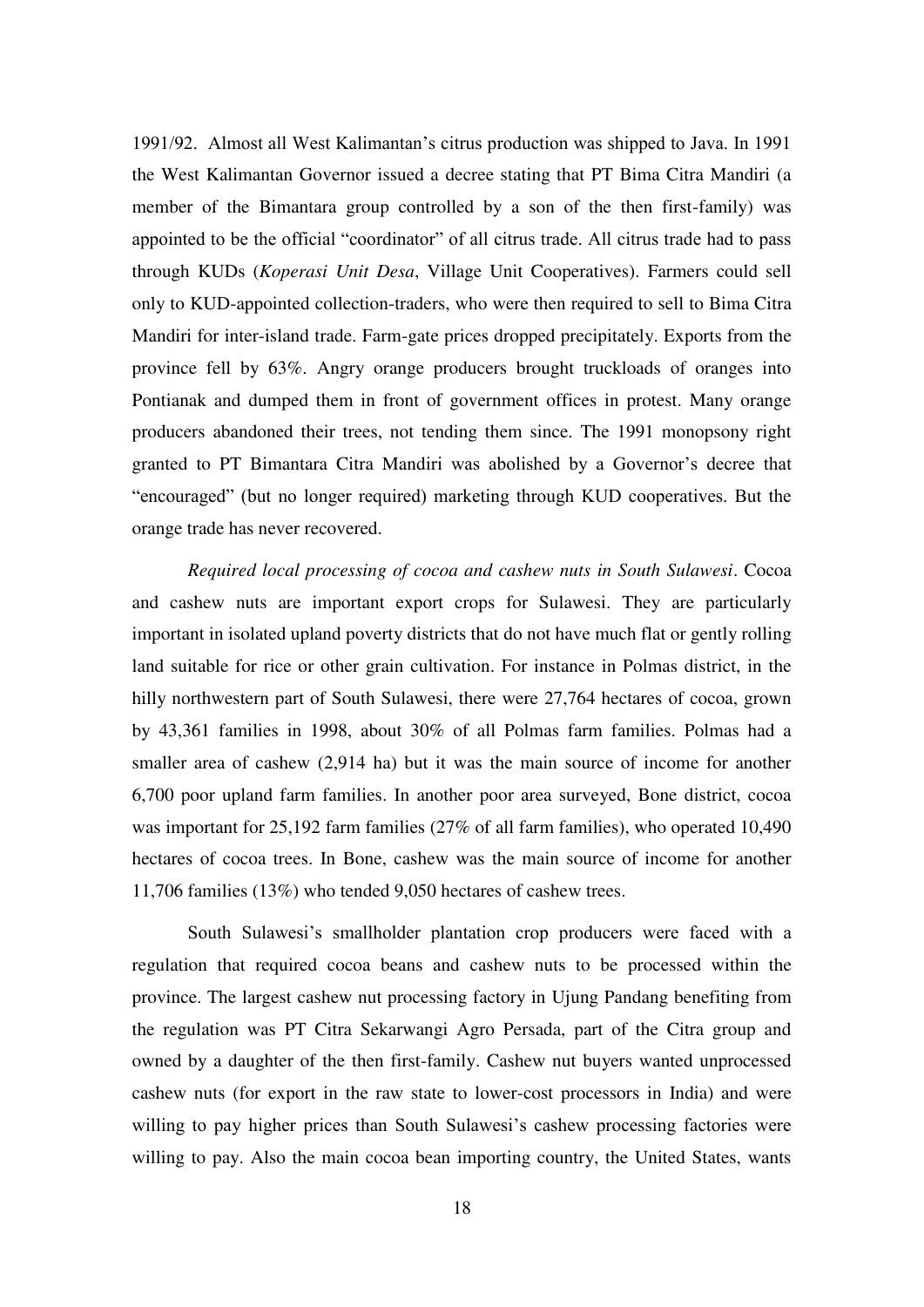1991/92. Almost all West Kalimantan's citrus production was shipped to Java. In 1991 the West Kalimantan Governor issued a decree stating that PT Bima Citra Mandiri (a member of the Bimantara group controlled by a son of the then first-family) was appointed to be the official "coordinator" of all citrus trade. All citrus trade had to pass through KUDs (*Koperasi Unit Desa*, Village Unit Cooperatives). Farmers could sell only to KUD-appointed collection-traders, who were then required to sell to Bima Citra Mandiri for inter-island trade. Farm-gate prices dropped precipitately. Exports from the province fell by 63%. Angry orange producers brought truckloads of oranges into Pontianak and dumped them in front of government offices in protest. Many orange producers abandoned their trees, not tending them since. The 1991 monopsony right granted to PT Bimantara Citra Mandiri was abolished by a Governor's decree that "encouraged" (but no longer required) marketing through KUD cooperatives. But the orange trade has never recovered.

*Required local processing of cocoa and cashew nuts in South Sulawesi*. Cocoa and cashew nuts are important export crops for Sulawesi. They are particularly important in isolated upland poverty districts that do not have much flat or gently rolling land suitable for rice or other grain cultivation. For instance in Polmas district, in the hilly northwestern part of South Sulawesi, there were 27,764 hectares of cocoa, grown by 43,361 families in 1998, about 30% of all Polmas farm families. Polmas had a smaller area of cashew (2,914 ha) but it was the main source of income for another 6,700 poor upland farm families. In another poor area surveyed, Bone district, cocoa was important for 25,192 farm families (27% of all farm families), who operated 10,490 hectares of cocoa trees. In Bone, cashew was the main source of income for another 11,706 families (13%) who tended 9,050 hectares of cashew trees.

South Sulawesi's smallholder plantation crop producers were faced with a regulation that required cocoa beans and cashew nuts to be processed within the province. The largest cashew nut processing factory in Ujung Pandang benefiting from the regulation was PT Citra Sekarwangi Agro Persada, part of the Citra group and owned by a daughter of the then first-family. Cashew nut buyers wanted unprocessed cashew nuts (for export in the raw state to lower-cost processors in India) and were willing to pay higher prices than South Sulawesi's cashew processing factories were willing to pay. Also the main cocoa bean importing country, the United States, wants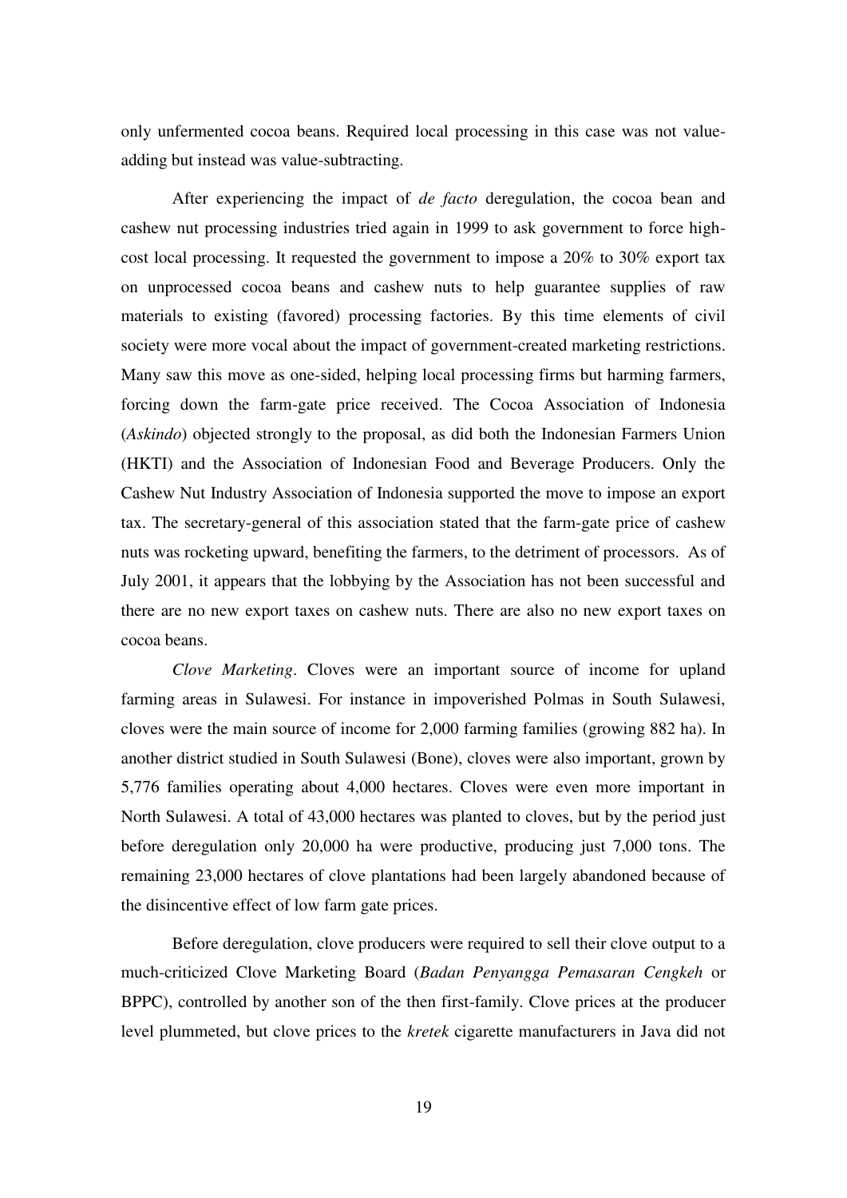only unfermented cocoa beans. Required local processing in this case was not value-adding but instead was value-subtracting.

After experiencing the impact of *de facto* deregulation, the cocoa bean and cashew nut processing industries tried again in 1999 to ask government to force high-cost local processing. It requested the government to impose a 20% to 30% export tax on unprocessed cocoa beans and cashew nuts to help guarantee supplies of raw materials to existing (favored) processing factories. By this time elements of civil society were more vocal about the impact of government-created marketing restrictions. Many saw this move as one-sided, helping local processing firms but harming farmers, forcing down the farm-gate price received. The Cocoa Association of Indonesia (*Askindo*) objected strongly to the proposal, as did both the Indonesian Farmers Union (HKTI) and the Association of Indonesian Food and Beverage Producers. Only the Cashew Nut Industry Association of Indonesia supported the move to impose an export tax. The secretary-general of this association stated that the farm-gate price of cashew nuts was rocketing upward, benefiting the farmers, to the detriment of processors. As of July 2001, it appears that the lobbying by the Association has not been successful and there are no new export taxes on cashew nuts. There are also no new export taxes on cocoa beans.

*Clove Marketing*. Cloves were an important source of income for upland farming areas in Sulawesi. For instance in impoverished Polmas in South Sulawesi, cloves were the main source of income for 2,000 farming families (growing 882 ha). In another district studied in South Sulawesi (Bone), cloves were also important, grown by 5,776 families operating about 4,000 hectares. Cloves were even more important in North Sulawesi. A total of 43,000 hectares was planted to cloves, but by the period just before deregulation only 20,000 ha were productive, producing just 7,000 tons. The remaining 23,000 hectares of clove plantations had been largely abandoned because of the disincentive effect of low farm gate prices.

Before deregulation, clove producers were required to sell their clove output to a much-criticized Clove Marketing Board (*Badan Penyangga Pemasaran Cengkeh* or BPPC), controlled by another son of the then first-family. Clove prices at the producer level plummeted, but clove prices to the *kretek* cigarette manufacturers in Java did not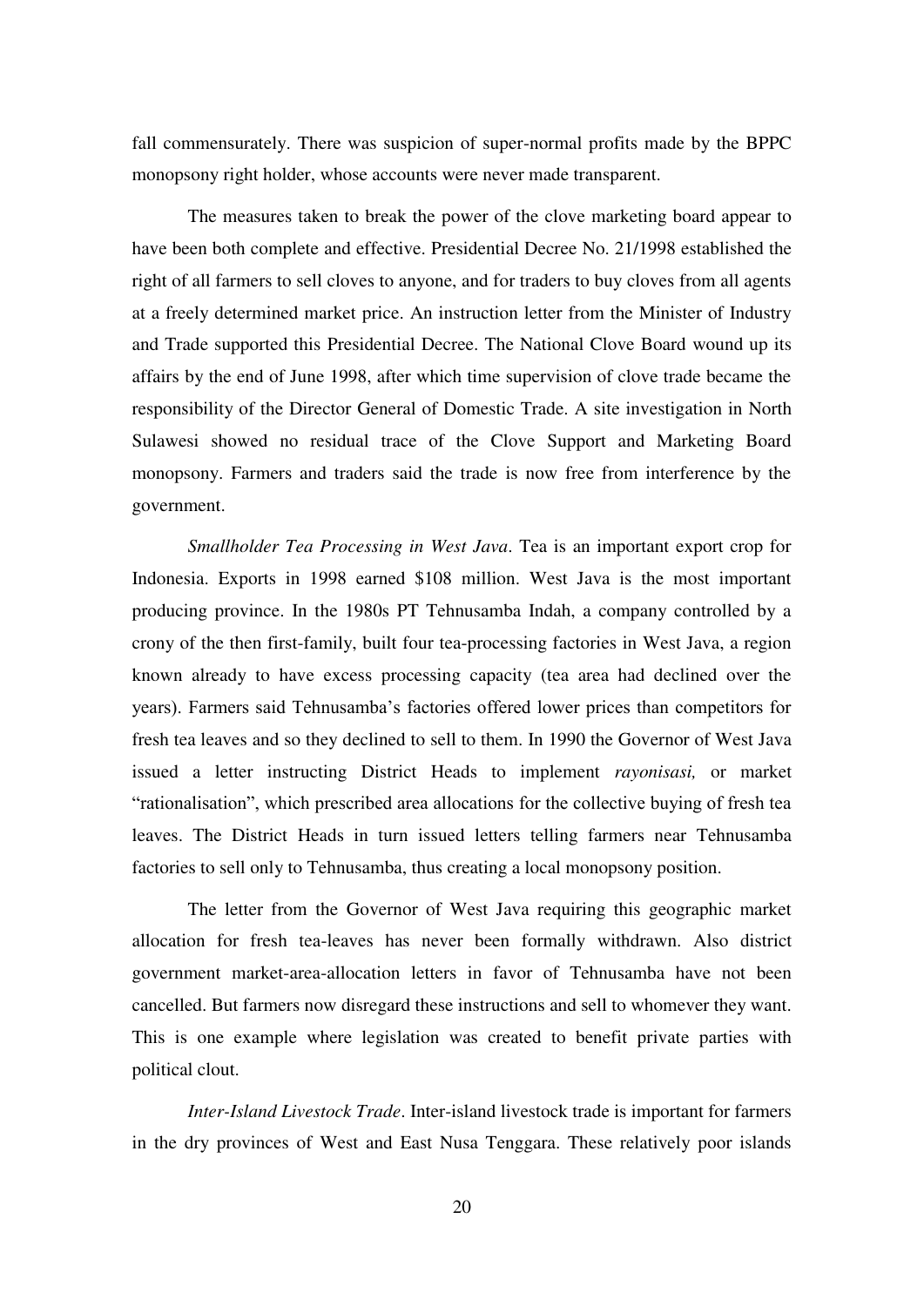fall commensurately. There was suspicion of super-normal profits made by the BPPC monopsony right holder, whose accounts were never made transparent.

The measures taken to break the power of the clove marketing board appear to have been both complete and effective. Presidential Decree No. 21/1998 established the right of all farmers to sell cloves to anyone, and for traders to buy cloves from all agents at a freely determined market price. An instruction letter from the Minister of Industry and Trade supported this Presidential Decree. The National Clove Board wound up its affairs by the end of June 1998, after which time supervision of clove trade became the responsibility of the Director General of Domestic Trade. A site investigation in North Sulawesi showed no residual trace of the Clove Support and Marketing Board monopsony. Farmers and traders said the trade is now free from interference by the government.

*Smallholder Tea Processing in West Java*. Tea is an important export crop for Indonesia. Exports in 1998 earned $108 million. West Java is the most important producing province. In the 1980s PT Tehnusamba Indah, a company controlled by a crony of the then first-family, built four tea-processing factories in West Java, a region known already to have excess processing capacity (tea area had declined over the years). Farmers said Tehnusamba's factories offered lower prices than competitors for fresh tea leaves and so they declined to sell to them. In 1990 the Governor of West Java issued a letter instructing District Heads to implement *rayonisasi,* or market "rationalisation", which prescribed area allocations for the collective buying of fresh tea leaves. The District Heads in turn issued letters telling farmers near Tehnusamba factories to sell only to Tehnusamba, thus creating a local monopsony position.

The letter from the Governor of West Java requiring this geographic market allocation for fresh tea-leaves has never been formally withdrawn. Also district government market-area-allocation letters in favor of Tehnusamba have not been cancelled. But farmers now disregard these instructions and sell to whomever they want. This is one example where legislation was created to benefit private parties with political clout.

*Inter-Island Livestock Trade*. Inter-island livestock trade is important for farmers in the dry provinces of West and East Nusa Tenggara. These relatively poor islands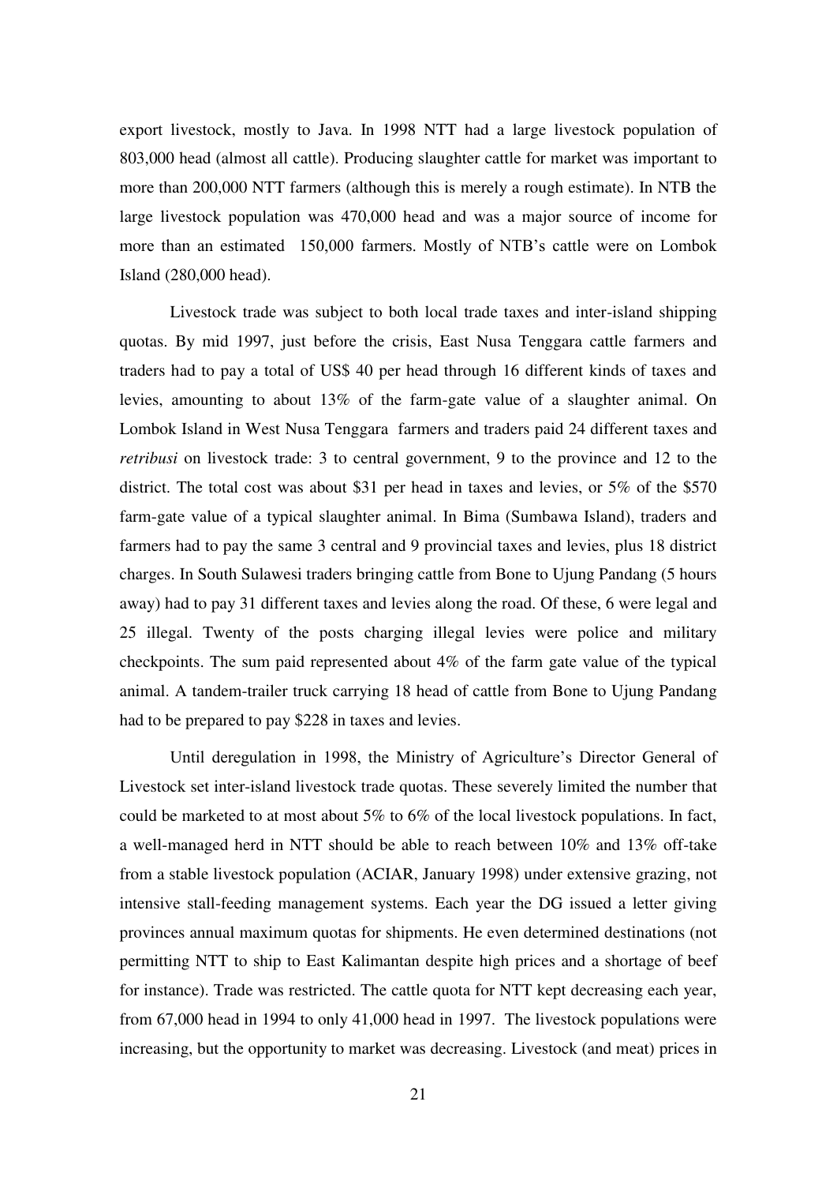export livestock, mostly to Java. In 1998 NTT had a large livestock population of 803,000 head (almost all cattle). Producing slaughter cattle for market was important to more than 200,000 NTT farmers (although this is merely a rough estimate). In NTB the large livestock population was 470,000 head and was a major source of income for more than an estimated 150,000 farmers. Mostly of NTB's cattle were on Lombok Island (280,000 head).

Livestock trade was subject to both local trade taxes and inter-island shipping quotas. By mid 1997, just before the crisis, East Nusa Tenggara cattle farmers and traders had to pay a total of US$ 40 per head through 16 different kinds of taxes and levies, amounting to about 13% of the farm-gate value of a slaughter animal. On Lombok Island in West Nusa Tenggara farmers and traders paid 24 different taxes and *retribusi* on livestock trade: 3 to central government, 9 to the province and 12 to the district. The total cost was about $31 per head in taxes and levies, or 5% of the $570 farm-gate value of a typical slaughter animal. In Bima (Sumbawa Island), traders and farmers had to pay the same 3 central and 9 provincial taxes and levies, plus 18 district charges. In South Sulawesi traders bringing cattle from Bone to Ujung Pandang (5 hours away) had to pay 31 different taxes and levies along the road. Of these, 6 were legal and 25 illegal. Twenty of the posts charging illegal levies were police and military checkpoints. The sum paid represented about 4% of the farm gate value of the typical animal. A tandem-trailer truck carrying 18 head of cattle from Bone to Ujung Pandang had to be prepared to pay $228 in taxes and levies.

Until deregulation in 1998, the Ministry of Agriculture's Director General of Livestock set inter-island livestock trade quotas. These severely limited the number that could be marketed to at most about 5% to 6% of the local livestock populations. In fact, a well-managed herd in NTT should be able to reach between 10% and 13% off-take from a stable livestock population (ACIAR, January 1998) under extensive grazing, not intensive stall-feeding management systems. Each year the DG issued a letter giving provinces annual maximum quotas for shipments. He even determined destinations (not permitting NTT to ship to East Kalimantan despite high prices and a shortage of beef for instance). Trade was restricted. The cattle quota for NTT kept decreasing each year, from 67,000 head in 1994 to only 41,000 head in 1997. The livestock populations were increasing, but the opportunity to market was decreasing. Livestock (and meat) prices in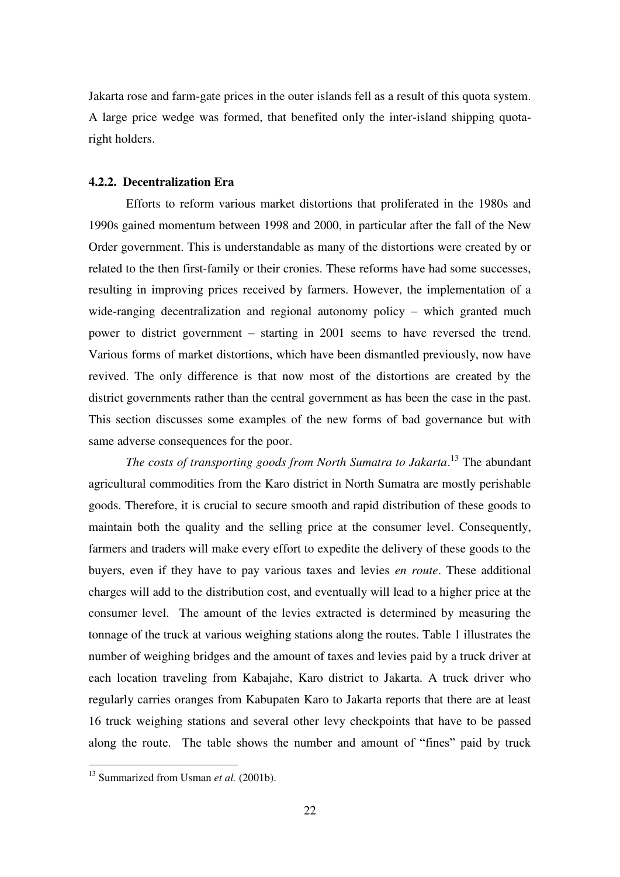Jakarta rose and farm-gate prices in the outer islands fell as a result of this quota system. A large price wedge was formed, that benefited only the inter-island shipping quota-right holders.

### 4.2.2. Decentralization Era

Efforts to reform various market distortions that proliferated in the 1980s and 1990s gained momentum between 1998 and 2000, in particular after the fall of the New Order government. This is understandable as many of the distortions were created by or related to the then first-family or their cronies. These reforms have had some successes, resulting in improving prices received by farmers. However, the implementation of a wide-ranging decentralization and regional autonomy policy – which granted much power to district government – starting in 2001 seems to have reversed the trend. Various forms of market distortions, which have been dismantled previously, now have revived. The only difference is that now most of the distortions are created by the district governments rather than the central government as has been the case in the past. This section discusses some examples of the new forms of bad governance but with same adverse consequences for the poor.

*The costs of transporting goods from North Sumatra to Jakarta*.[13] The abundant agricultural commodities from the Karo district in North Sumatra are mostly perishable goods. Therefore, it is crucial to secure smooth and rapid distribution of these goods to maintain both the quality and the selling price at the consumer level. Consequently, farmers and traders will make every effort to expedite the delivery of these goods to the buyers, even if they have to pay various taxes and levies *en route*. These additional charges will add to the distribution cost, and eventually will lead to a higher price at the consumer level. The amount of the levies extracted is determined by measuring the tonnage of the truck at various weighing stations along the routes. Table 1 illustrates the number of weighing bridges and the amount of taxes and levies paid by a truck driver at each location traveling from Kabajahe, Karo district to Jakarta. A truck driver who regularly carries oranges from Kabupaten Karo to Jakarta reports that there are at least 16 truck weighing stations and several other levy checkpoints that have to be passed along the route. The table shows the number and amount of "fines" paid by truck

[13] Summarized from Usman *et al.* (2001b).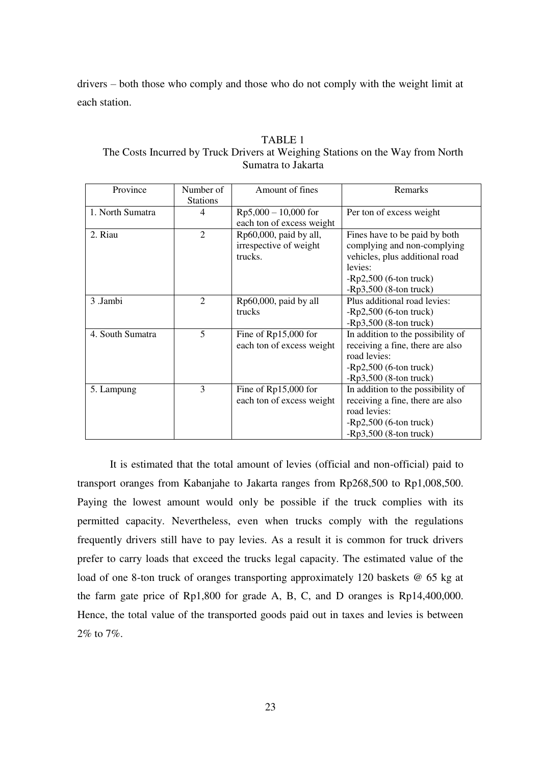drivers – both those who comply and those who do not comply with the weight limit at each station.

TABLE 1
The Costs Incurred by Truck Drivers at Weighing Stations on the Way from North Sumatra to Jakarta

| Province | Number of Stations | Amount of fines | Remarks |
|---|---|---|---|
| 1. North Sumatra | 4 | Rp5,000 – 10,000 for each ton of excess weight | Per ton of excess weight |
| 2. Riau | 2 | Rp60,000, paid by all, irrespective of weight trucks. | Fines have to be paid by both complying and non-complying vehicles, plus additional road levies:<br>-Rp2,500 (6-ton truck)<br>-Rp3,500 (8-ton truck) |
| 3 .Jambi | 2 | Rp60,000, paid by all trucks | Plus additional road levies:<br>-Rp2,500 (6-ton truck)<br>-Rp3,500 (8-ton truck) |
| 4. South Sumatra | 5 | Fine of Rp15,000 for each ton of excess weight | In addition to the possibility of receiving a fine, there are also road levies:<br>-Rp2,500 (6-ton truck)<br>-Rp3,500 (8-ton truck) |
| 5. Lampung | 3 | Fine of Rp15,000 for each ton of excess weight | In addition to the possibility of receiving a fine, there are also road levies:<br>-Rp2,500 (6-ton truck)<br>-Rp3,500 (8-ton truck) |

It is estimated that the total amount of levies (official and non-official) paid to transport oranges from Kabanjahe to Jakarta ranges from Rp268,500 to Rp1,008,500. Paying the lowest amount would only be possible if the truck complies with its permitted capacity. Nevertheless, even when trucks comply with the regulations frequently drivers still have to pay levies. As a result it is common for truck drivers prefer to carry loads that exceed the trucks legal capacity. The estimated value of the load of one 8-ton truck of oranges transporting approximately 120 baskets @ 65 kg at the farm gate price of Rp1,800 for grade A, B, C, and D oranges is Rp14,400,000. Hence, the total value of the transported goods paid out in taxes and levies is between 2% to 7%.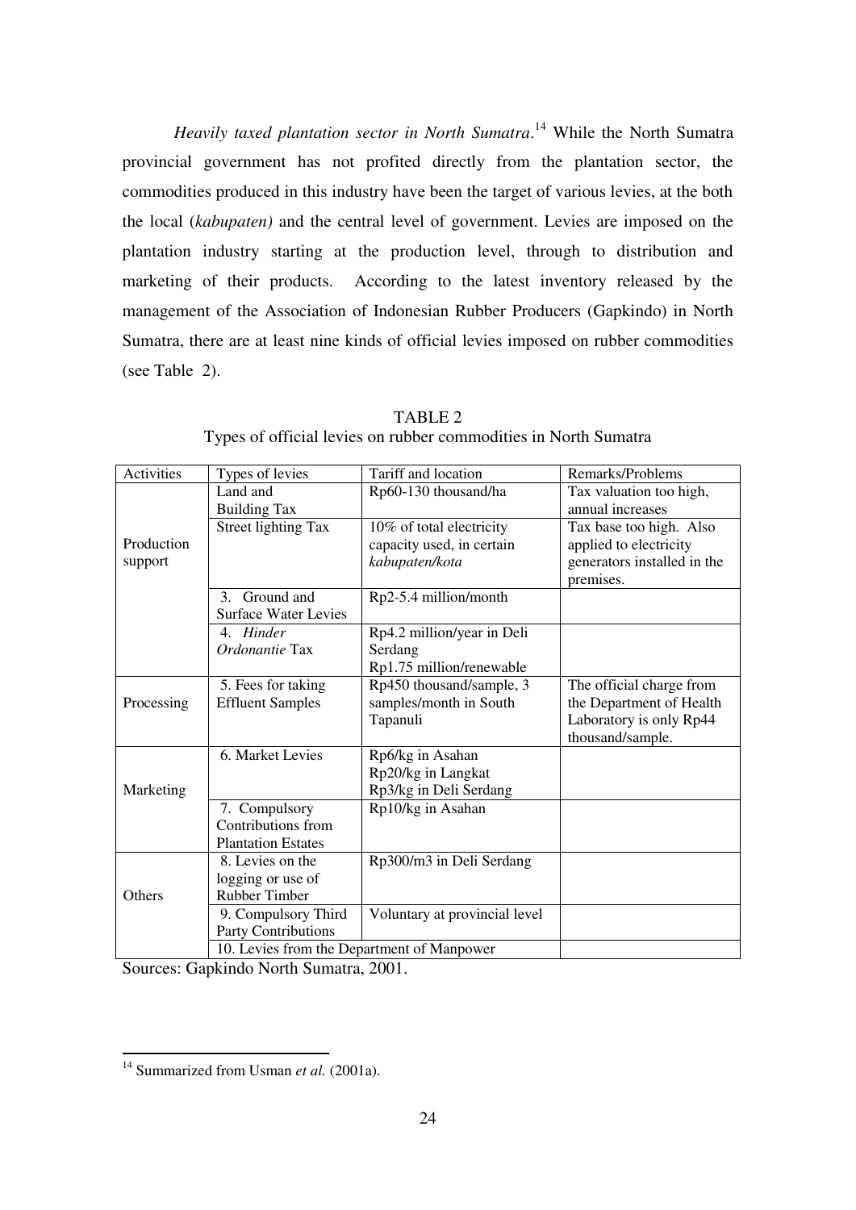*Heavily taxed plantation sector in North Sumatra*.[14] While the North Sumatra provincial government has not profited directly from the plantation sector, the commodities produced in this industry have been the target of various levies, at the both the local (*kabupaten)* and the central level of government. Levies are imposed on the plantation industry starting at the production level, through to distribution and marketing of their products. According to the latest inventory released by the management of the Association of Indonesian Rubber Producers (Gapkindo) in North Sumatra, there are at least nine kinds of official levies imposed on rubber commodities (see Table 2).

TABLE 2
Types of official levies on rubber commodities in North Sumatra

| Activities | Types of levies | Tariff and location | Remarks/Problems |
|---|---|---|---|
| Production support | Land and Building Tax | Rp60-130 thousand/ha | Tax valuation too high, annual increases |
| | Street lighting Tax | 10% of total electricity capacity used, in certain *kabupaten/kota* | Tax base too high. Also applied to electricity generators installed in the premises. |
| | 3. Ground and Surface Water Levies | Rp2-5.4 million/month | |
| | 4. *Hinder Ordonantie* Tax | Rp4.2 million/year in Deli Serdang Rp1.75 million/renewable | |
| Processing | 5. Fees for taking Effluent Samples | Rp450 thousand/sample, 3 samples/month in South Tapanuli | The official charge from the Department of Health Laboratory is only Rp44 thousand/sample. |
| Marketing | 6. Market Levies | Rp6/kg in Asahan Rp20/kg in Langkat Rp3/kg in Deli Serdang | |
| | 7. Compulsory Contributions from Plantation Estates | Rp10/kg in Asahan | |
| Others | 8. Levies on the logging or use of Rubber Timber | Rp300/m3 in Deli Serdang | |
| | 9. Compulsory Third Party Contributions | Voluntary at provincial level | |
| | 10. Levies from the Department of Manpower | | |

Sources: Gapkindo North Sumatra, 2001.

[14] Summarized from Usman *et al.* (2001a).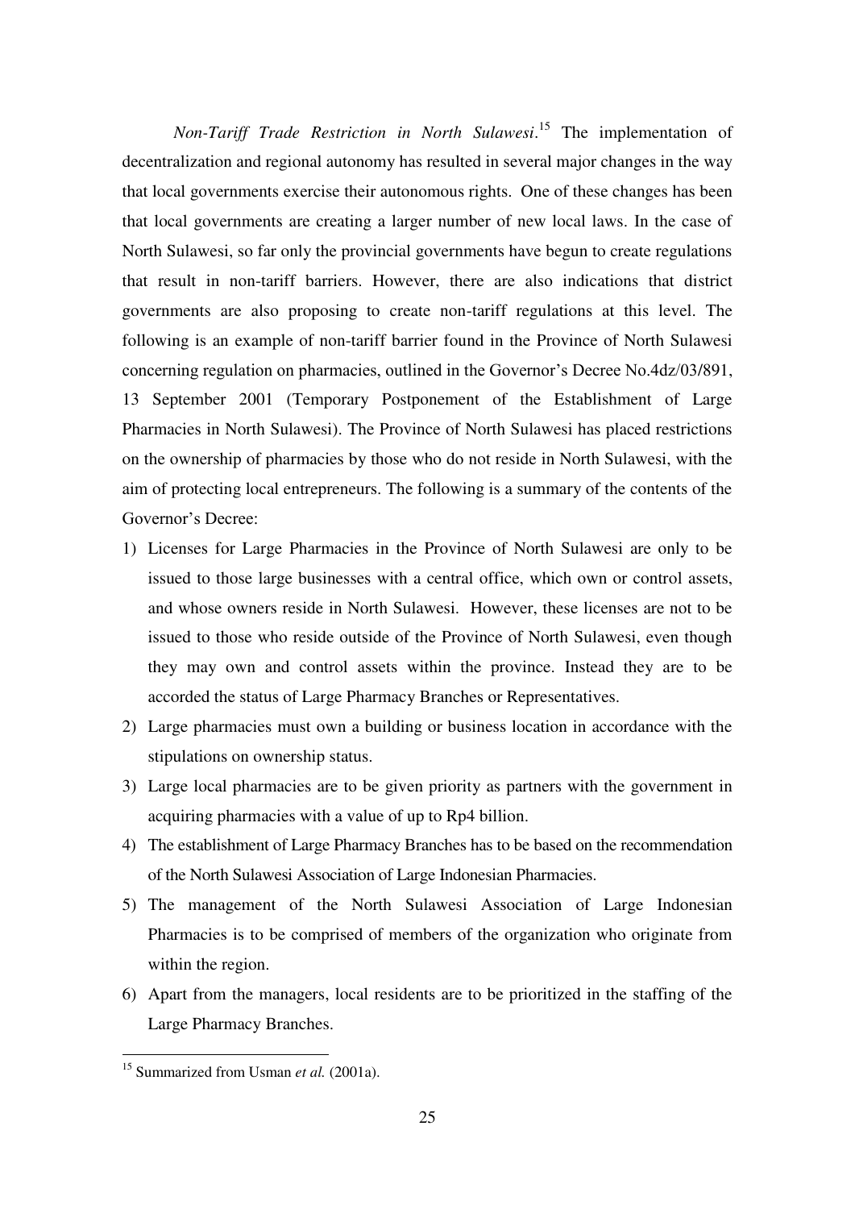*Non-Tariff Trade Restriction in North Sulawesi*.[15] The implementation of decentralization and regional autonomy has resulted in several major changes in the way that local governments exercise their autonomous rights. One of these changes has been that local governments are creating a larger number of new local laws. In the case of North Sulawesi, so far only the provincial governments have begun to create regulations that result in non-tariff barriers. However, there are also indications that district governments are also proposing to create non-tariff regulations at this level. The following is an example of non-tariff barrier found in the Province of North Sulawesi concerning regulation on pharmacies, outlined in the Governor's Decree No.4dz/03/891, 13 September 2001 (Temporary Postponement of the Establishment of Large Pharmacies in North Sulawesi). The Province of North Sulawesi has placed restrictions on the ownership of pharmacies by those who do not reside in North Sulawesi, with the aim of protecting local entrepreneurs. The following is a summary of the contents of the Governor's Decree:

1) Licenses for Large Pharmacies in the Province of North Sulawesi are only to be issued to those large businesses with a central office, which own or control assets, and whose owners reside in North Sulawesi. However, these licenses are not to be issued to those who reside outside of the Province of North Sulawesi, even though they may own and control assets within the province. Instead they are to be accorded the status of Large Pharmacy Branches or Representatives.
2) Large pharmacies must own a building or business location in accordance with the stipulations on ownership status.
3) Large local pharmacies are to be given priority as partners with the government in acquiring pharmacies with a value of up to Rp4 billion.
4) The establishment of Large Pharmacy Branches has to be based on the recommendation of the North Sulawesi Association of Large Indonesian Pharmacies.
5) The management of the North Sulawesi Association of Large Indonesian Pharmacies is to be comprised of members of the organization who originate from within the region.
6) Apart from the managers, local residents are to be prioritized in the staffing of the Large Pharmacy Branches.

[15] Summarized from Usman *et al.* (2001a).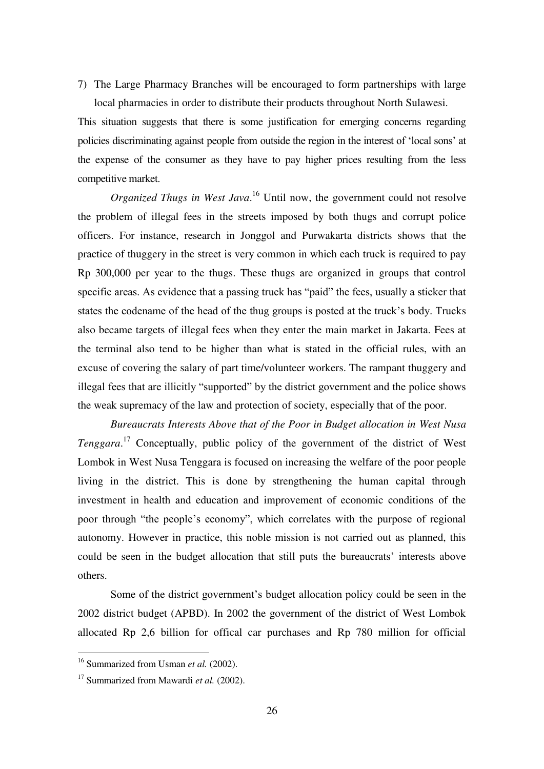7) The Large Pharmacy Branches will be encouraged to form partnerships with large local pharmacies in order to distribute their products throughout North Sulawesi.

This situation suggests that there is some justification for emerging concerns regarding policies discriminating against people from outside the region in the interest of 'local sons' at the expense of the consumer as they have to pay higher prices resulting from the less competitive market.

*Organized Thugs in West Java*.[16] Until now, the government could not resolve the problem of illegal fees in the streets imposed by both thugs and corrupt police officers. For instance, research in Jonggol and Purwakarta districts shows that the practice of thuggery in the street is very common in which each truck is required to pay Rp 300,000 per year to the thugs. These thugs are organized in groups that control specific areas. As evidence that a passing truck has "paid" the fees, usually a sticker that states the codename of the head of the thug groups is posted at the truck's body. Trucks also became targets of illegal fees when they enter the main market in Jakarta. Fees at the terminal also tend to be higher than what is stated in the official rules, with an excuse of covering the salary of part time/volunteer workers. The rampant thuggery and illegal fees that are illicitly "supported" by the district government and the police shows the weak supremacy of the law and protection of society, especially that of the poor.

*Bureaucrats Interests Above that of the Poor in Budget allocation in West Nusa Tenggara*.[17] Conceptually, public policy of the government of the district of West Lombok in West Nusa Tenggara is focused on increasing the welfare of the poor people living in the district. This is done by strengthening the human capital through investment in health and education and improvement of economic conditions of the poor through "the people's economy", which correlates with the purpose of regional autonomy. However in practice, this noble mission is not carried out as planned, this could be seen in the budget allocation that still puts the bureaucrats' interests above others.

Some of the district government's budget allocation policy could be seen in the 2002 district budget (APBD). In 2002 the government of the district of West Lombok allocated Rp 2,6 billion for offical car purchases and Rp 780 million for official

---

[16] Summarized from Usman *et al.* (2002).

[17] Summarized from Mawardi *et al.* (2002).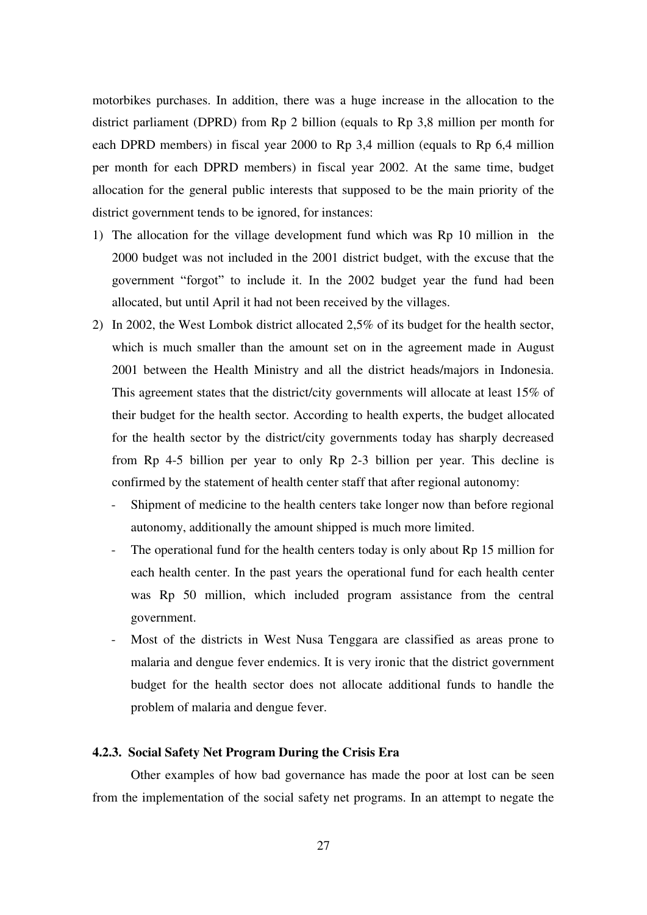motorbikes purchases. In addition, there was a huge increase in the allocation to the district parliament (DPRD) from Rp 2 billion (equals to Rp 3,8 million per month for each DPRD members) in fiscal year 2000 to Rp 3,4 million (equals to Rp 6,4 million per month for each DPRD members) in fiscal year 2002. At the same time, budget allocation for the general public interests that supposed to be the main priority of the district government tends to be ignored, for instances:

1) The allocation for the village development fund which was Rp 10 million in the 2000 budget was not included in the 2001 district budget, with the excuse that the government "forgot" to include it. In the 2002 budget year the fund had been allocated, but until April it had not been received by the villages.
2) In 2002, the West Lombok district allocated 2,5% of its budget for the health sector, which is much smaller than the amount set on in the agreement made in August 2001 between the Health Ministry and all the district heads/majors in Indonesia. This agreement states that the district/city governments will allocate at least 15% of their budget for the health sector. According to health experts, the budget allocated for the health sector by the district/city governments today has sharply decreased from Rp 4-5 billion per year to only Rp 2-3 billion per year. This decline is confirmed by the statement of health center staff that after regional autonomy:
   - Shipment of medicine to the health centers take longer now than before regional autonomy, additionally the amount shipped is much more limited.
   - The operational fund for the health centers today is only about Rp 15 million for each health center. In the past years the operational fund for each health center was Rp 50 million, which included program assistance from the central government.
   - Most of the districts in West Nusa Tenggara are classified as areas prone to malaria and dengue fever endemics. It is very ironic that the district government budget for the health sector does not allocate additional funds to handle the problem of malaria and dengue fever.

#### 4.2.3. Social Safety Net Program During the Crisis Era

Other examples of how bad governance has made the poor at lost can be seen from the implementation of the social safety net programs. In an attempt to negate the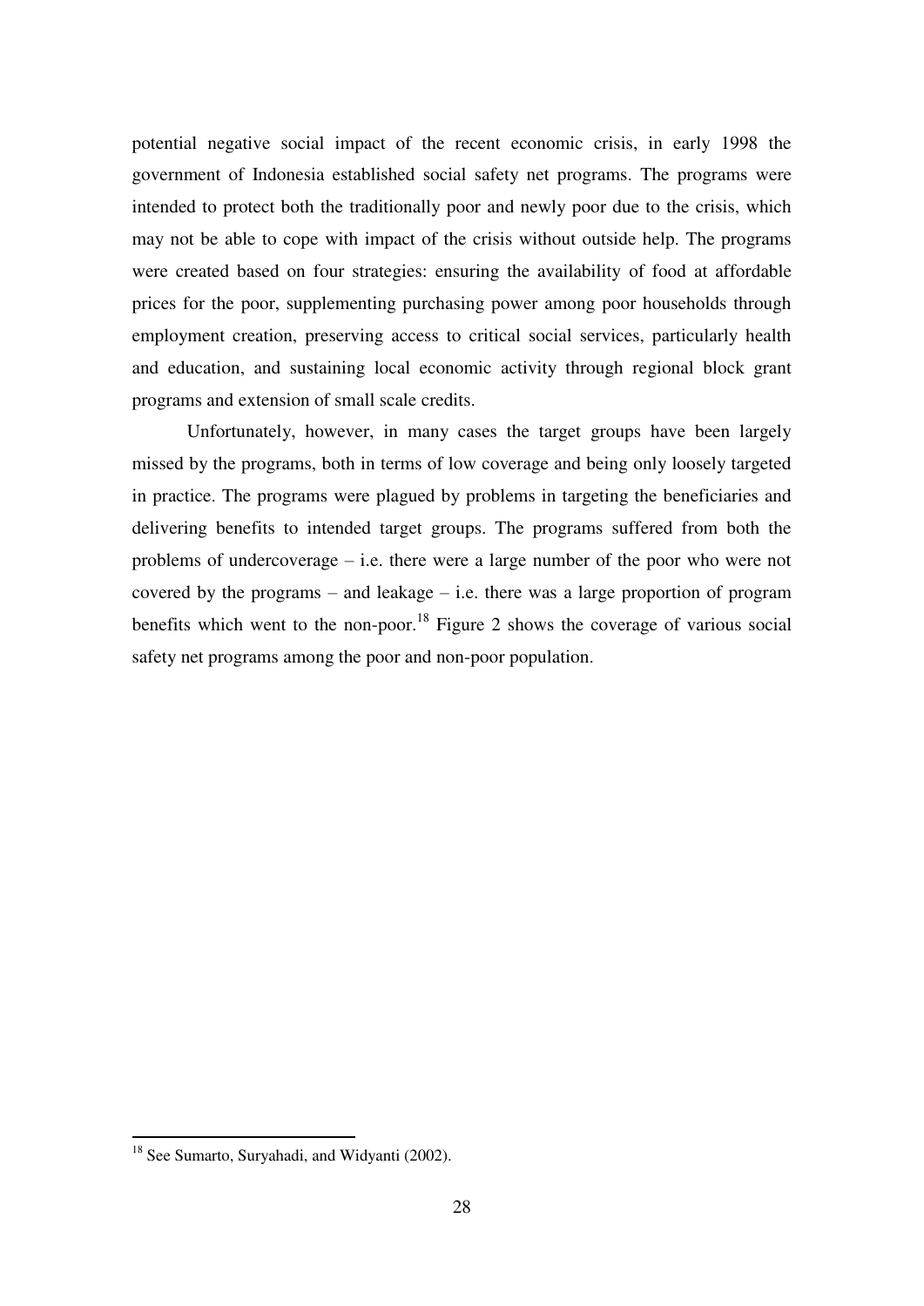potential negative social impact of the recent economic crisis, in early 1998 the government of Indonesia established social safety net programs. The programs were intended to protect both the traditionally poor and newly poor due to the crisis, which may not be able to cope with impact of the crisis without outside help. The programs were created based on four strategies: ensuring the availability of food at affordable prices for the poor, supplementing purchasing power among poor households through employment creation, preserving access to critical social services, particularly health and education, and sustaining local economic activity through regional block grant programs and extension of small scale credits.

Unfortunately, however, in many cases the target groups have been largely missed by the programs, both in terms of low coverage and being only loosely targeted in practice. The programs were plagued by problems in targeting the beneficiaries and delivering benefits to intended target groups. The programs suffered from both the problems of undercoverage – i.e. there were a large number of the poor who were not covered by the programs – and leakage – i.e. there was a large proportion of program benefits which went to the non-poor.[18] Figure 2 shows the coverage of various social safety net programs among the poor and non-poor population.

---

[18] See Sumarto, Suryahadi, and Widyanti (2002).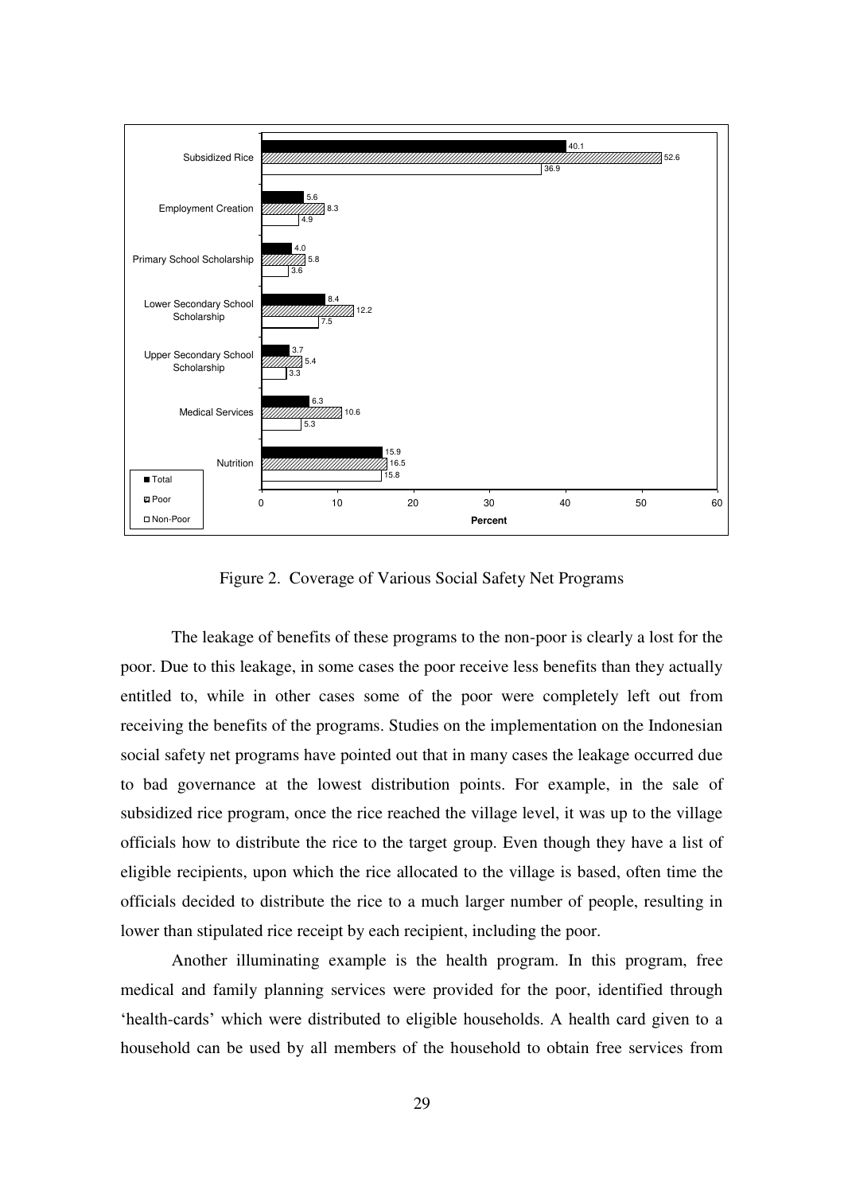| Program | Total | Poor | Non-Poor |
| --- | --- | --- | --- |
| Subsidized Rice | 40.1 | 52.6 | 36.9 |
| Employment Creation | 5.6 | 8.3 | 4.9 |
| Primary School Scholarship | 4.0 | 5.8 | 3.6 |
| Lower Secondary School Scholarship | 8.4 | 12.2 | 7.5 |
| Upper Secondary School Scholarship | 3.7 | 5.4 | 3.3 |
| Medical Services | 6.3 | 10.6 | 5.3 |
| Nutrition | 15.9 | 16.5 | 15.8 |

Figure 2. Coverage of Various Social Safety Net Programs

The leakage of benefits of these programs to the non-poor is clearly a lost for the poor. Due to this leakage, in some cases the poor receive less benefits than they actually entitled to, while in other cases some of the poor were completely left out from receiving the benefits of the programs. Studies on the implementation on the Indonesian social safety net programs have pointed out that in many cases the leakage occurred due to bad governance at the lowest distribution points. For example, in the sale of subsidized rice program, once the rice reached the village level, it was up to the village officials how to distribute the rice to the target group. Even though they have a list of eligible recipients, upon which the rice allocated to the village is based, often time the officials decided to distribute the rice to a much larger number of people, resulting in lower than stipulated rice receipt by each recipient, including the poor.

Another illuminating example is the health program. In this program, free medical and family planning services were provided for the poor, identified through 'health-cards' which were distributed to eligible households. A health card given to a household can be used by all members of the household to obtain free services from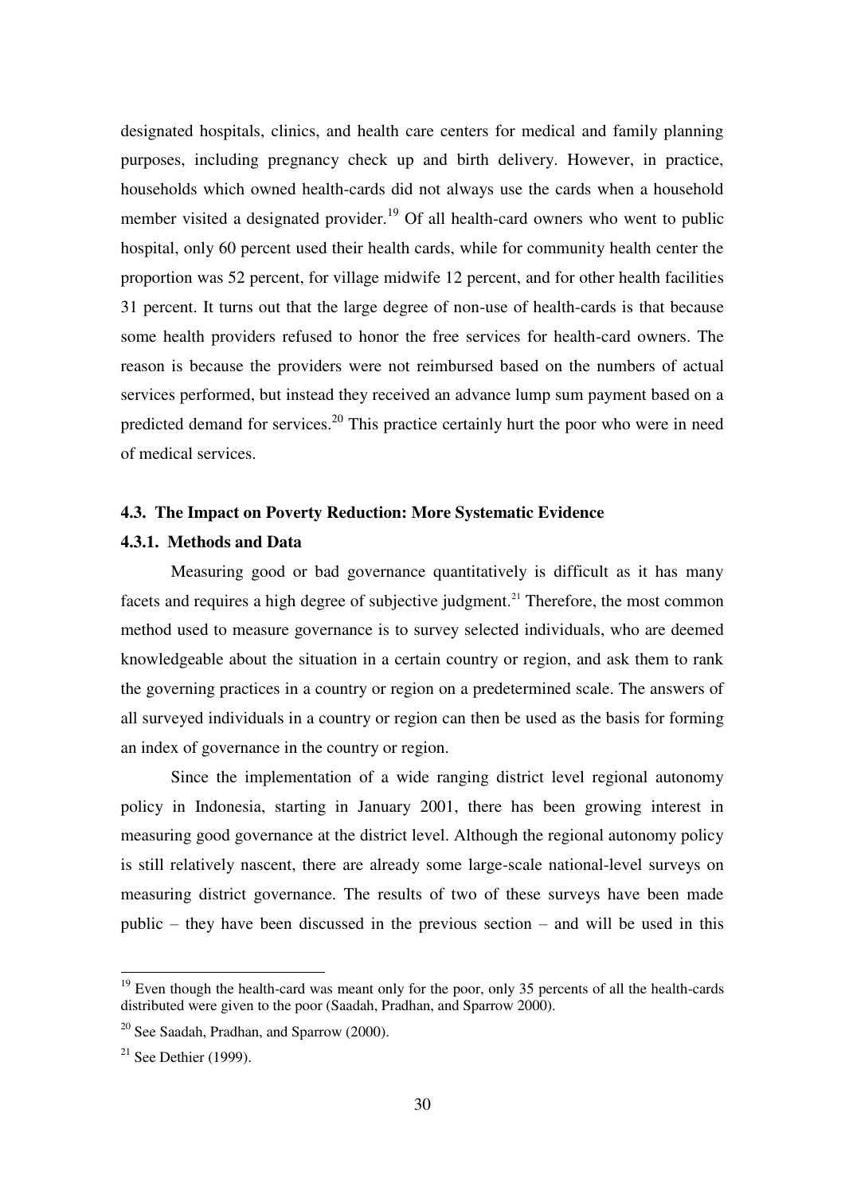designated hospitals, clinics, and health care centers for medical and family planning purposes, including pregnancy check up and birth delivery. However, in practice, households which owned health-cards did not always use the cards when a household member visited a designated provider.[19] Of all health-card owners who went to public hospital, only 60 percent used their health cards, while for community health center the proportion was 52 percent, for village midwife 12 percent, and for other health facilities 31 percent. It turns out that the large degree of non-use of health-cards is that because some health providers refused to honor the free services for health-card owners. The reason is because the providers were not reimbursed based on the numbers of actual services performed, but instead they received an advance lump sum payment based on a predicted demand for services.[20] This practice certainly hurt the poor who were in need of medical services.

### 4.3. The Impact on Poverty Reduction: More Systematic Evidence

#### 4.3.1. Methods and Data

Measuring good or bad governance quantitatively is difficult as it has many facets and requires a high degree of subjective judgment.[21] Therefore, the most common method used to measure governance is to survey selected individuals, who are deemed knowledgeable about the situation in a certain country or region, and ask them to rank the governing practices in a country or region on a predetermined scale. The answers of all surveyed individuals in a country or region can then be used as the basis for forming an index of governance in the country or region.

Since the implementation of a wide ranging district level regional autonomy policy in Indonesia, starting in January 2001, there has been growing interest in measuring good governance at the district level. Although the regional autonomy policy is still relatively nascent, there are already some large-scale national-level surveys on measuring district governance. The results of two of these surveys have been made public – they have been discussed in the previous section – and will be used in this

---

[19] Even though the health-card was meant only for the poor, only 35 percents of all the health-cards distributed were given to the poor (Saadah, Pradhan, and Sparrow 2000).

[20] See Saadah, Pradhan, and Sparrow (2000).

[21] See Dethier (1999).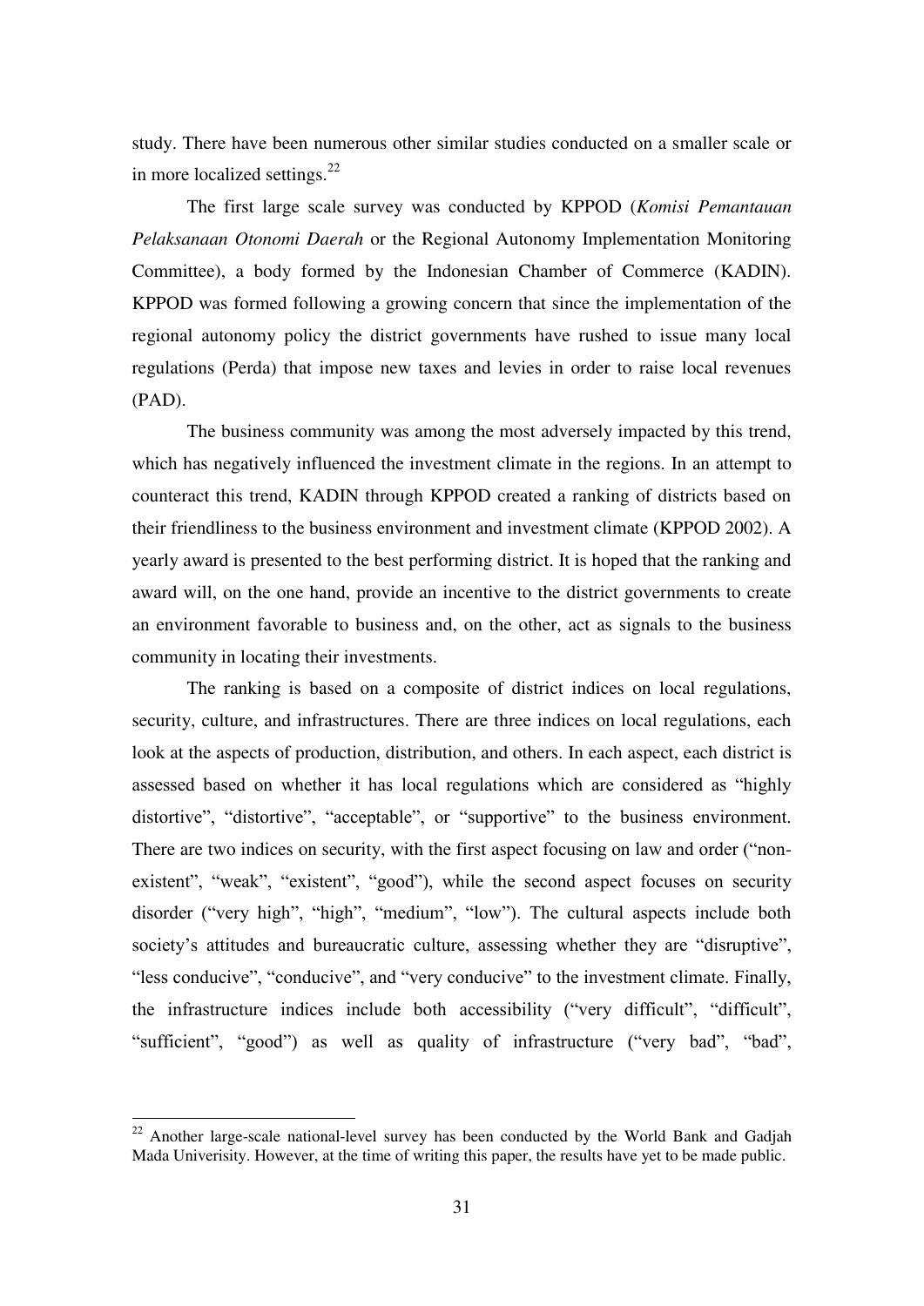study. There have been numerous other similar studies conducted on a smaller scale or in more localized settings.[22]

The first large scale survey was conducted by KPPOD (*Komisi Pemantauan Pelaksanaan Otonomi Daerah* or the Regional Autonomy Implementation Monitoring Committee), a body formed by the Indonesian Chamber of Commerce (KADIN). KPPOD was formed following a growing concern that since the implementation of the regional autonomy policy the district governments have rushed to issue many local regulations (Perda) that impose new taxes and levies in order to raise local revenues (PAD).

The business community was among the most adversely impacted by this trend, which has negatively influenced the investment climate in the regions. In an attempt to counteract this trend, KADIN through KPPOD created a ranking of districts based on their friendliness to the business environment and investment climate (KPPOD 2002). A yearly award is presented to the best performing district. It is hoped that the ranking and award will, on the one hand, provide an incentive to the district governments to create an environment favorable to business and, on the other, act as signals to the business community in locating their investments.

The ranking is based on a composite of district indices on local regulations, security, culture, and infrastructures. There are three indices on local regulations, each look at the aspects of production, distribution, and others. In each aspect, each district is assessed based on whether it has local regulations which are considered as "highly distortive", "distortive", "acceptable", or "supportive" to the business environment. There are two indices on security, with the first aspect focusing on law and order ("non-existent", "weak", "existent", "good"), while the second aspect focuses on security disorder ("very high", "high", "medium", "low"). The cultural aspects include both society's attitudes and bureaucratic culture, assessing whether they are "disruptive", "less conducive", "conducive", and "very conducive" to the investment climate. Finally, the infrastructure indices include both accessibility ("very difficult", "difficult", "sufficient", "good") as well as quality of infrastructure ("very bad", "bad",

[22] Another large-scale national-level survey has been conducted by the World Bank and Gadjah Mada Univerisity. However, at the time of writing this paper, the results have yet to be made public.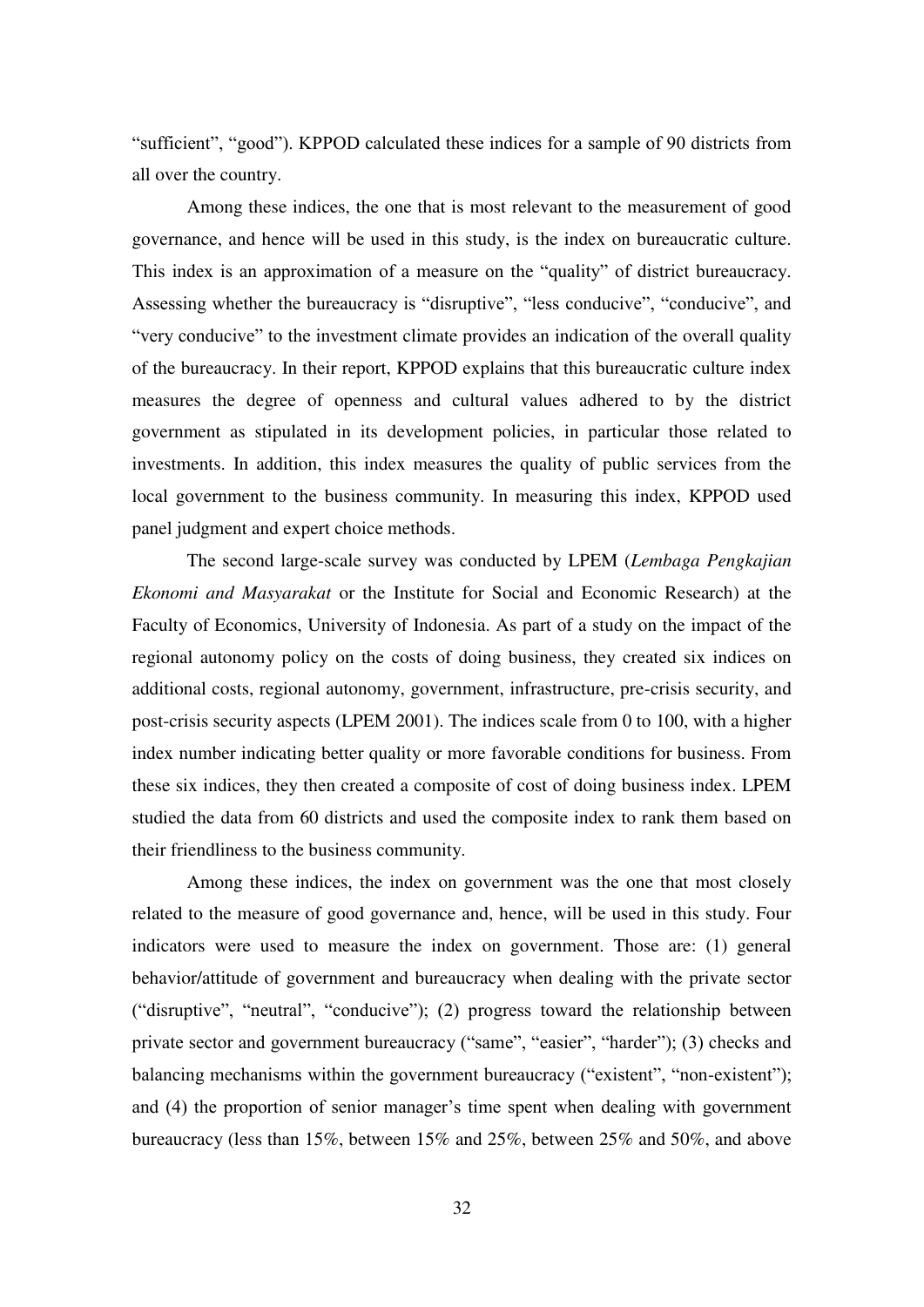"sufficient", "good"). KPPOD calculated these indices for a sample of 90 districts from all over the country.

Among these indices, the one that is most relevant to the measurement of good governance, and hence will be used in this study, is the index on bureaucratic culture. This index is an approximation of a measure on the "quality" of district bureaucracy. Assessing whether the bureaucracy is "disruptive", "less conducive", "conducive", and "very conducive" to the investment climate provides an indication of the overall quality of the bureaucracy. In their report, KPPOD explains that this bureaucratic culture index measures the degree of openness and cultural values adhered to by the district government as stipulated in its development policies, in particular those related to investments. In addition, this index measures the quality of public services from the local government to the business community. In measuring this index, KPPOD used panel judgment and expert choice methods.

The second large-scale survey was conducted by LPEM (*Lembaga Pengkajian Ekonomi and Masyarakat* or the Institute for Social and Economic Research) at the Faculty of Economics, University of Indonesia. As part of a study on the impact of the regional autonomy policy on the costs of doing business, they created six indices on additional costs, regional autonomy, government, infrastructure, pre-crisis security, and post-crisis security aspects (LPEM 2001). The indices scale from 0 to 100, with a higher index number indicating better quality or more favorable conditions for business. From these six indices, they then created a composite of cost of doing business index. LPEM studied the data from 60 districts and used the composite index to rank them based on their friendliness to the business community.

Among these indices, the index on government was the one that most closely related to the measure of good governance and, hence, will be used in this study. Four indicators were used to measure the index on government. Those are: (1) general behavior/attitude of government and bureaucracy when dealing with the private sector ("disruptive", "neutral", "conducive"); (2) progress toward the relationship between private sector and government bureaucracy ("same", "easier", "harder"); (3) checks and balancing mechanisms within the government bureaucracy ("existent", "non-existent"); and (4) the proportion of senior manager's time spent when dealing with government bureaucracy (less than 15%, between 15% and 25%, between 25% and 50%, and above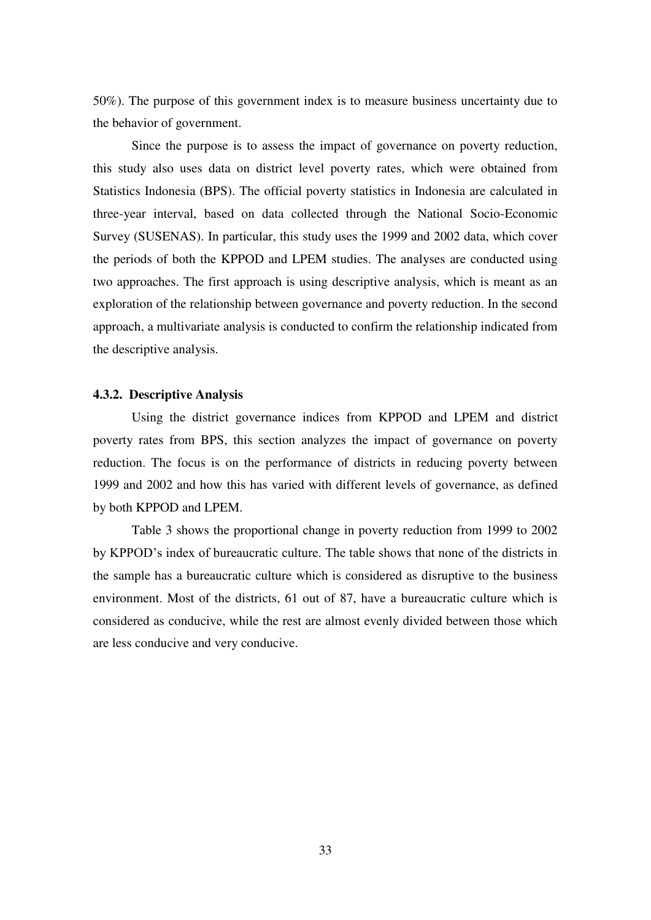50%). The purpose of this government index is to measure business uncertainty due to the behavior of government.

Since the purpose is to assess the impact of governance on poverty reduction, this study also uses data on district level poverty rates, which were obtained from Statistics Indonesia (BPS). The official poverty statistics in Indonesia are calculated in three-year interval, based on data collected through the National Socio-Economic Survey (SUSENAS). In particular, this study uses the 1999 and 2002 data, which cover the periods of both the KPPOD and LPEM studies. The analyses are conducted using two approaches. The first approach is using descriptive analysis, which is meant as an exploration of the relationship between governance and poverty reduction. In the second approach, a multivariate analysis is conducted to confirm the relationship indicated from the descriptive analysis.

### 4.3.2. Descriptive Analysis

Using the district governance indices from KPPOD and LPEM and district poverty rates from BPS, this section analyzes the impact of governance on poverty reduction. The focus is on the performance of districts in reducing poverty between 1999 and 2002 and how this has varied with different levels of governance, as defined by both KPPOD and LPEM.

Table 3 shows the proportional change in poverty reduction from 1999 to 2002 by KPPOD's index of bureaucratic culture. The table shows that none of the districts in the sample has a bureaucratic culture which is considered as disruptive to the business environment. Most of the districts, 61 out of 87, have a bureaucratic culture which is considered as conducive, while the rest are almost evenly divided between those which are less conducive and very conducive.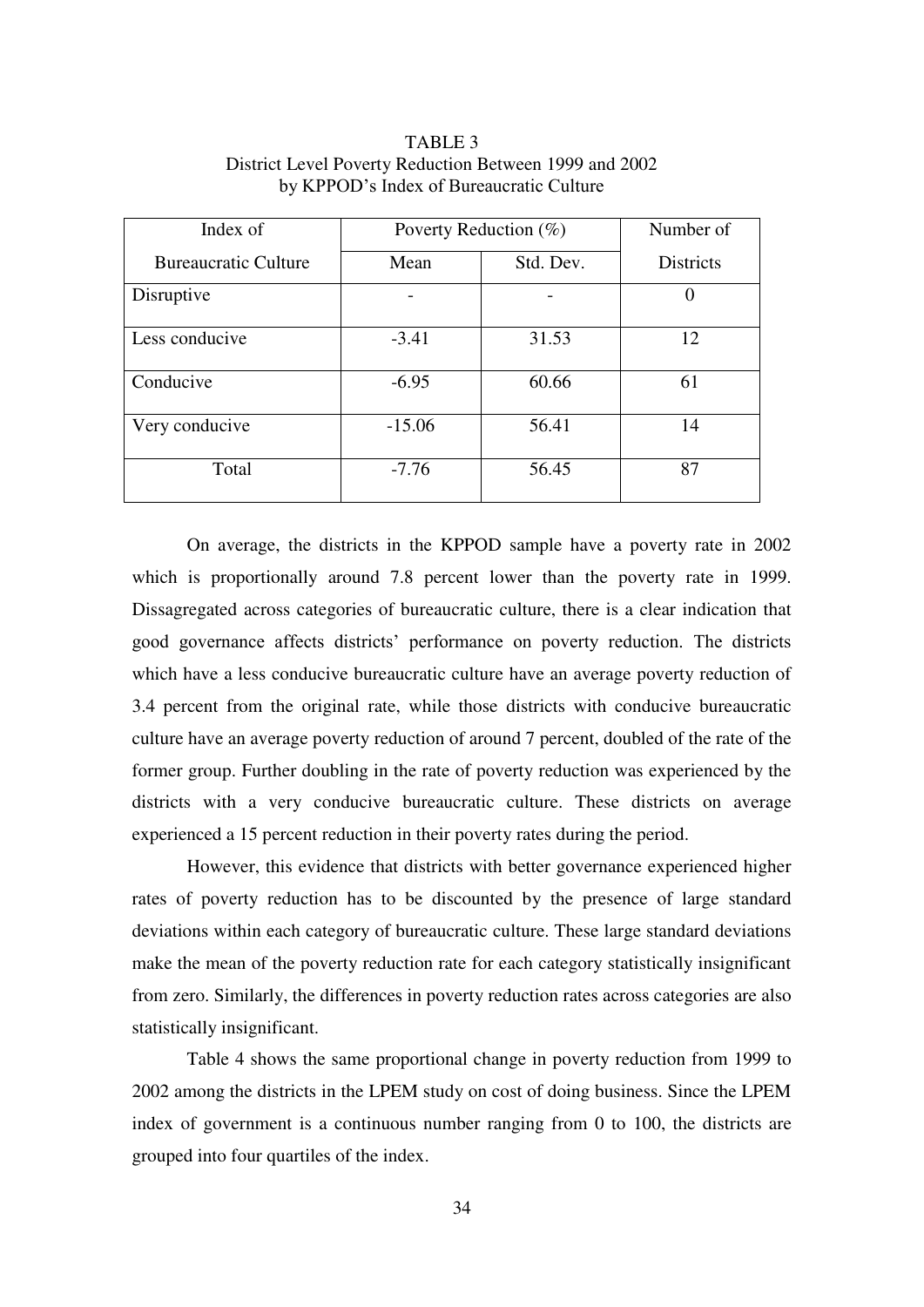TABLE 3
District Level Poverty Reduction Between 1999 and 2002
by KPPOD's Index of Bureaucratic Culture

| Index of Bureaucratic Culture | Poverty Reduction (%) | | Number of Districts |
|---|---|---|---|
| | Mean | Std. Dev. | |
| Disruptive | - | - | 0 |
| Less conducive | -3.41 | 31.53 | 12 |
| Conducive | -6.95 | 60.66 | 61 |
| Very conducive | -15.06 | 56.41 | 14 |
| Total | -7.76 | 56.45 | 87 |

On average, the districts in the KPPOD sample have a poverty rate in 2002 which is proportionally around 7.8 percent lower than the poverty rate in 1999. Dissagregated across categories of bureaucratic culture, there is a clear indication that good governance affects districts' performance on poverty reduction. The districts which have a less conducive bureaucratic culture have an average poverty reduction of 3.4 percent from the original rate, while those districts with conducive bureaucratic culture have an average poverty reduction of around 7 percent, doubled of the rate of the former group. Further doubling in the rate of poverty reduction was experienced by the districts with a very conducive bureaucratic culture. These districts on average experienced a 15 percent reduction in their poverty rates during the period.

However, this evidence that districts with better governance experienced higher rates of poverty reduction has to be discounted by the presence of large standard deviations within each category of bureaucratic culture. These large standard deviations make the mean of the poverty reduction rate for each category statistically insignificant from zero. Similarly, the differences in poverty reduction rates across categories are also statistically insignificant.

Table 4 shows the same proportional change in poverty reduction from 1999 to 2002 among the districts in the LPEM study on cost of doing business. Since the LPEM index of government is a continuous number ranging from 0 to 100, the districts are grouped into four quartiles of the index.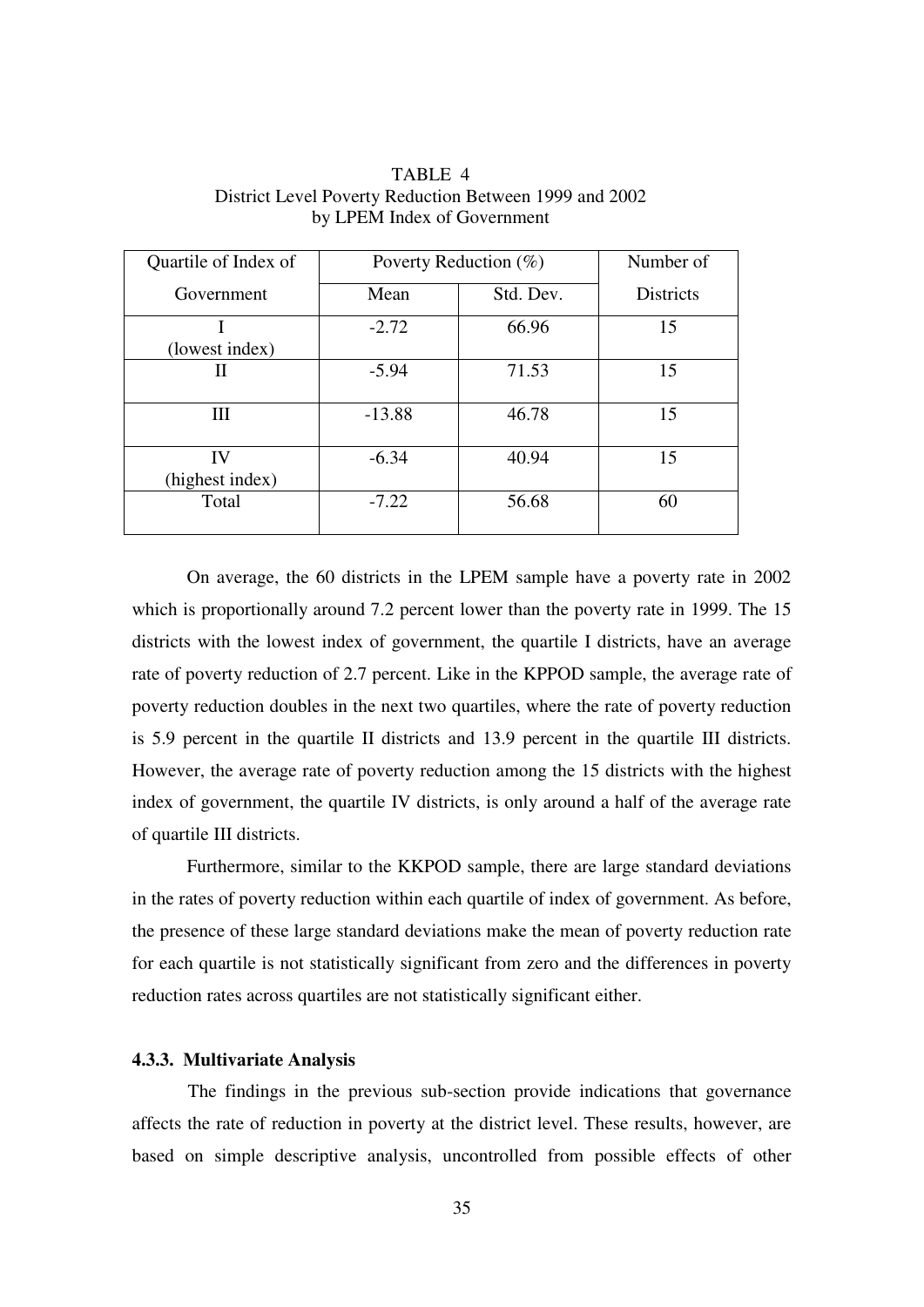TABLE 4
District Level Poverty Reduction Between 1999 and 2002
by LPEM Index of Government

| Quartile of Index of Government | Poverty Reduction (%) | | Number of Districts |
|---|---|---|---|
| | Mean | Std. Dev. | |
| I (lowest index) | -2.72 | 66.96 | 15 |
| II | -5.94 | 71.53 | 15 |
| III | -13.88 | 46.78 | 15 |
| IV (highest index) | -6.34 | 40.94 | 15 |
| Total | -7.22 | 56.68 | 60 |

On average, the 60 districts in the LPEM sample have a poverty rate in 2002 which is proportionally around 7.2 percent lower than the poverty rate in 1999. The 15 districts with the lowest index of government, the quartile I districts, have an average rate of poverty reduction of 2.7 percent. Like in the KPPOD sample, the average rate of poverty reduction doubles in the next two quartiles, where the rate of poverty reduction is 5.9 percent in the quartile II districts and 13.9 percent in the quartile III districts. However, the average rate of poverty reduction among the 15 districts with the highest index of government, the quartile IV districts, is only around a half of the average rate of quartile III districts.

Furthermore, similar to the KKPOD sample, there are large standard deviations in the rates of poverty reduction within each quartile of index of government. As before, the presence of these large standard deviations make the mean of poverty reduction rate for each quartile is not statistically significant from zero and the differences in poverty reduction rates across quartiles are not statistically significant either.

#### 4.3.3. Multivariate Analysis

The findings in the previous sub-section provide indications that governance affects the rate of reduction in poverty at the district level. These results, however, are based on simple descriptive analysis, uncontrolled from possible effects of other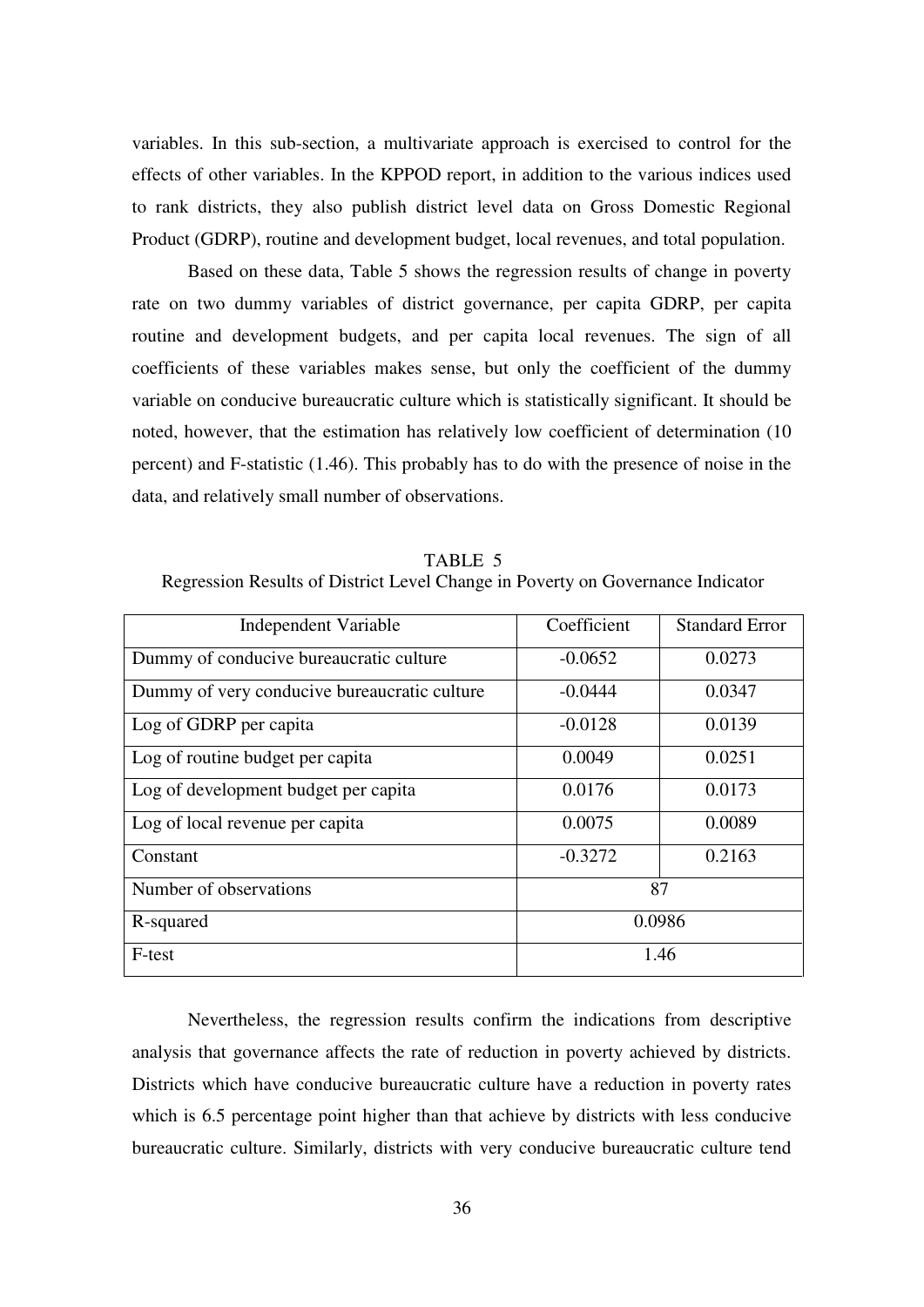variables. In this sub-section, a multivariate approach is exercised to control for the effects of other variables. In the KPPOD report, in addition to the various indices used to rank districts, they also publish district level data on Gross Domestic Regional Product (GDRP), routine and development budget, local revenues, and total population.

Based on these data, Table 5 shows the regression results of change in poverty rate on two dummy variables of district governance, per capita GDRP, per capita routine and development budgets, and per capita local revenues. The sign of all coefficients of these variables makes sense, but only the coefficient of the dummy variable on conducive bureaucratic culture which is statistically significant. It should be noted, however, that the estimation has relatively low coefficient of determination (10 percent) and F-statistic (1.46). This probably has to do with the presence of noise in the data, and relatively small number of observations.

TABLE 5
Regression Results of District Level Change in Poverty on Governance Indicator

| Independent Variable | Coefficient | Standard Error |
|---|---|---|
| Dummy of conducive bureaucratic culture | -0.0652 | 0.0273 |
| Dummy of very conducive bureaucratic culture | -0.0444 | 0.0347 |
| Log of GDRP per capita | -0.0128 | 0.0139 |
| Log of routine budget per capita | 0.0049 | 0.0251 |
| Log of development budget per capita | 0.0176 | 0.0173 |
| Log of local revenue per capita | 0.0075 | 0.0089 |
| Constant | -0.3272 | 0.2163 |
| Number of observations | 87 | |
| R-squared | 0.0986 | |
| F-test | 1.46 | |

Nevertheless, the regression results confirm the indications from descriptive analysis that governance affects the rate of reduction in poverty achieved by districts. Districts which have conducive bureaucratic culture have a reduction in poverty rates which is 6.5 percentage point higher than that achieve by districts with less conducive bureaucratic culture. Similarly, districts with very conducive bureaucratic culture tend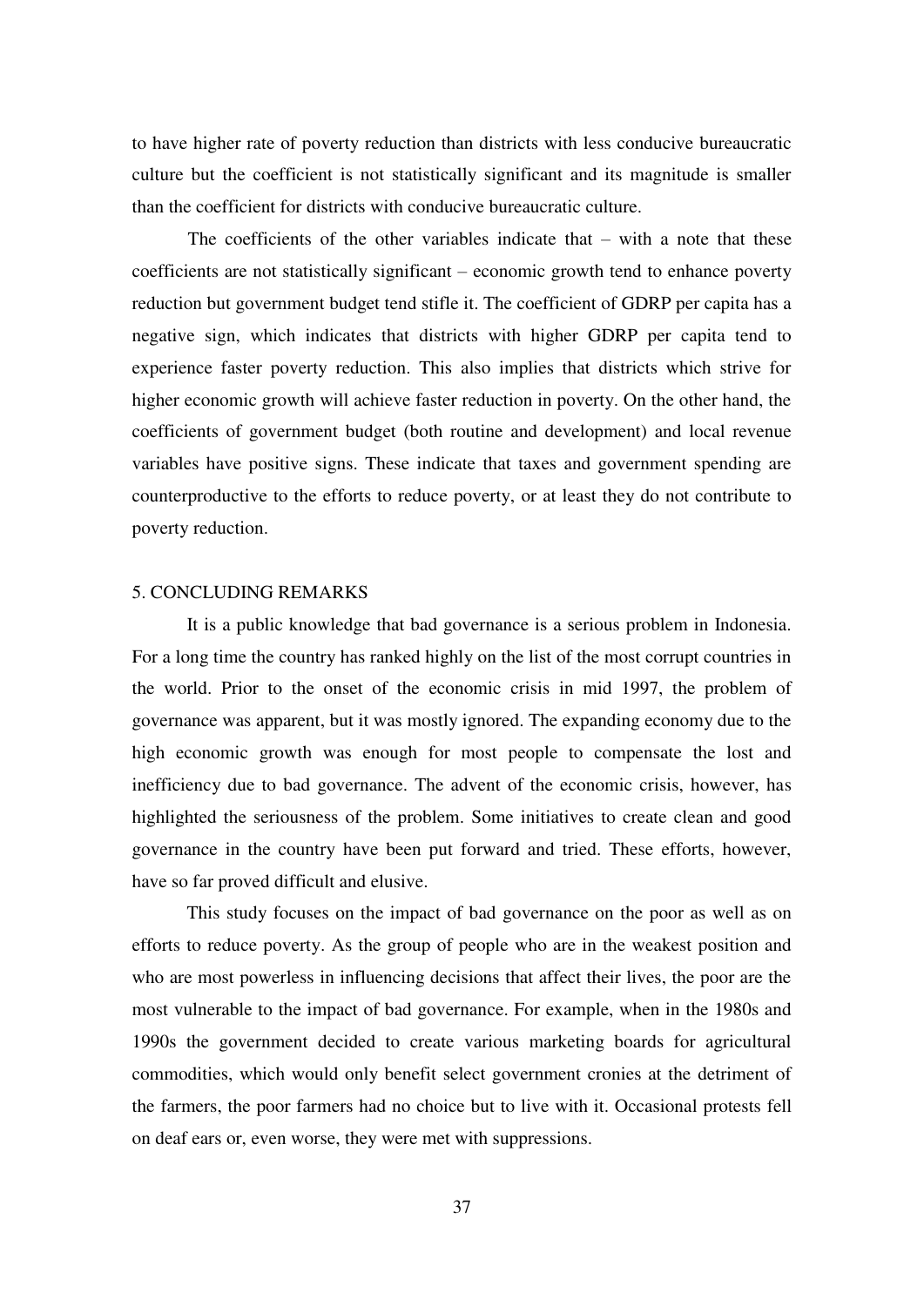to have higher rate of poverty reduction than districts with less conducive bureaucratic culture but the coefficient is not statistically significant and its magnitude is smaller than the coefficient for districts with conducive bureaucratic culture.

The coefficients of the other variables indicate that – with a note that these coefficients are not statistically significant – economic growth tend to enhance poverty reduction but government budget tend stifle it. The coefficient of GDRP per capita has a negative sign, which indicates that districts with higher GDRP per capita tend to experience faster poverty reduction. This also implies that districts which strive for higher economic growth will achieve faster reduction in poverty. On the other hand, the coefficients of government budget (both routine and development) and local revenue variables have positive signs. These indicate that taxes and government spending are counterproductive to the efforts to reduce poverty, or at least they do not contribute to poverty reduction.

## 5. CONCLUDING REMARKS

It is a public knowledge that bad governance is a serious problem in Indonesia. For a long time the country has ranked highly on the list of the most corrupt countries in the world. Prior to the onset of the economic crisis in mid 1997, the problem of governance was apparent, but it was mostly ignored. The expanding economy due to the high economic growth was enough for most people to compensate the lost and inefficiency due to bad governance. The advent of the economic crisis, however, has highlighted the seriousness of the problem. Some initiatives to create clean and good governance in the country have been put forward and tried. These efforts, however, have so far proved difficult and elusive.

This study focuses on the impact of bad governance on the poor as well as on efforts to reduce poverty. As the group of people who are in the weakest position and who are most powerless in influencing decisions that affect their lives, the poor are the most vulnerable to the impact of bad governance. For example, when in the 1980s and 1990s the government decided to create various marketing boards for agricultural commodities, which would only benefit select government cronies at the detriment of the farmers, the poor farmers had no choice but to live with it. Occasional protests fell on deaf ears or, even worse, they were met with suppressions.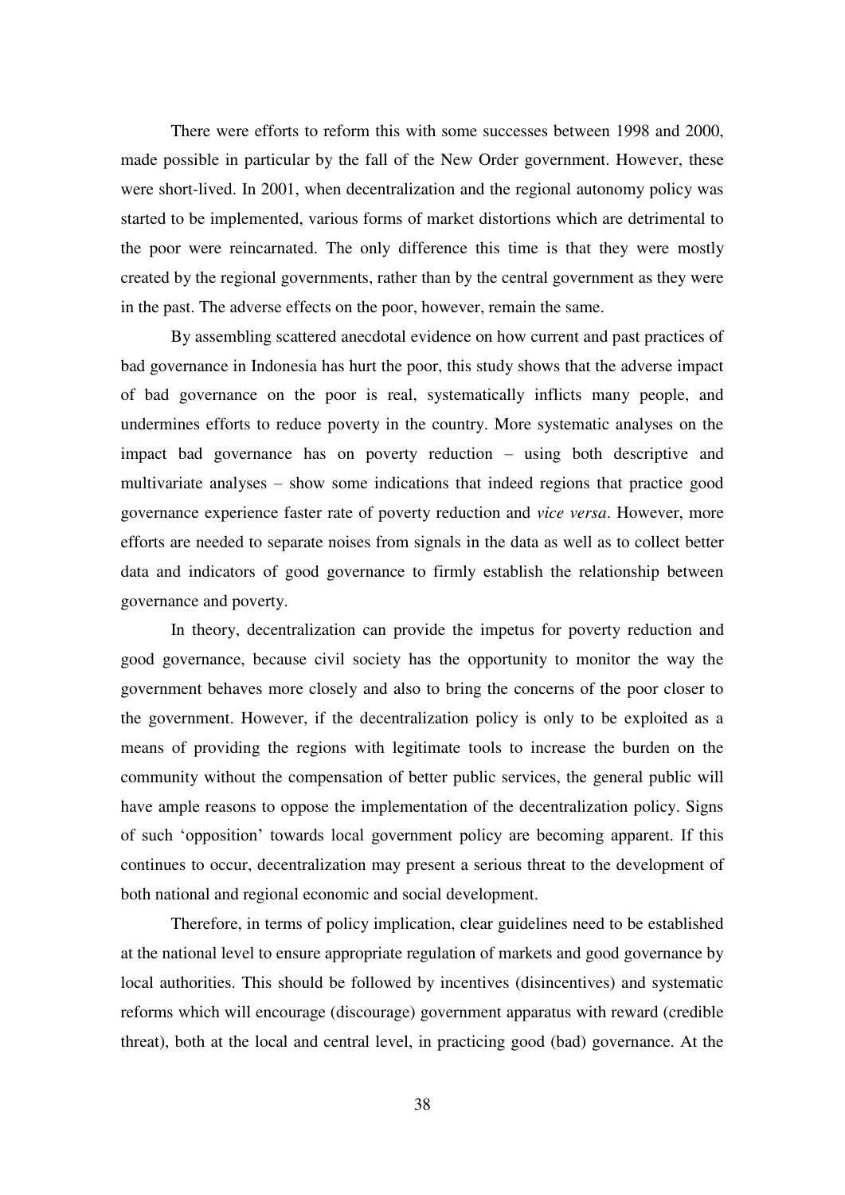There were efforts to reform this with some successes between 1998 and 2000, made possible in particular by the fall of the New Order government. However, these were short-lived. In 2001, when decentralization and the regional autonomy policy was started to be implemented, various forms of market distortions which are detrimental to the poor were reincarnated. The only difference this time is that they were mostly created by the regional governments, rather than by the central government as they were in the past. The adverse effects on the poor, however, remain the same.

By assembling scattered anecdotal evidence on how current and past practices of bad governance in Indonesia has hurt the poor, this study shows that the adverse impact of bad governance on the poor is real, systematically inflicts many people, and undermines efforts to reduce poverty in the country. More systematic analyses on the impact bad governance has on poverty reduction – using both descriptive and multivariate analyses – show some indications that indeed regions that practice good governance experience faster rate of poverty reduction and *vice versa*. However, more efforts are needed to separate noises from signals in the data as well as to collect better data and indicators of good governance to firmly establish the relationship between governance and poverty.

In theory, decentralization can provide the impetus for poverty reduction and good governance, because civil society has the opportunity to monitor the way the government behaves more closely and also to bring the concerns of the poor closer to the government. However, if the decentralization policy is only to be exploited as a means of providing the regions with legitimate tools to increase the burden on the community without the compensation of better public services, the general public will have ample reasons to oppose the implementation of the decentralization policy. Signs of such 'opposition' towards local government policy are becoming apparent. If this continues to occur, decentralization may present a serious threat to the development of both national and regional economic and social development.

Therefore, in terms of policy implication, clear guidelines need to be established at the national level to ensure appropriate regulation of markets and good governance by local authorities. This should be followed by incentives (disincentives) and systematic reforms which will encourage (discourage) government apparatus with reward (credible threat), both at the local and central level, in practicing good (bad) governance. At the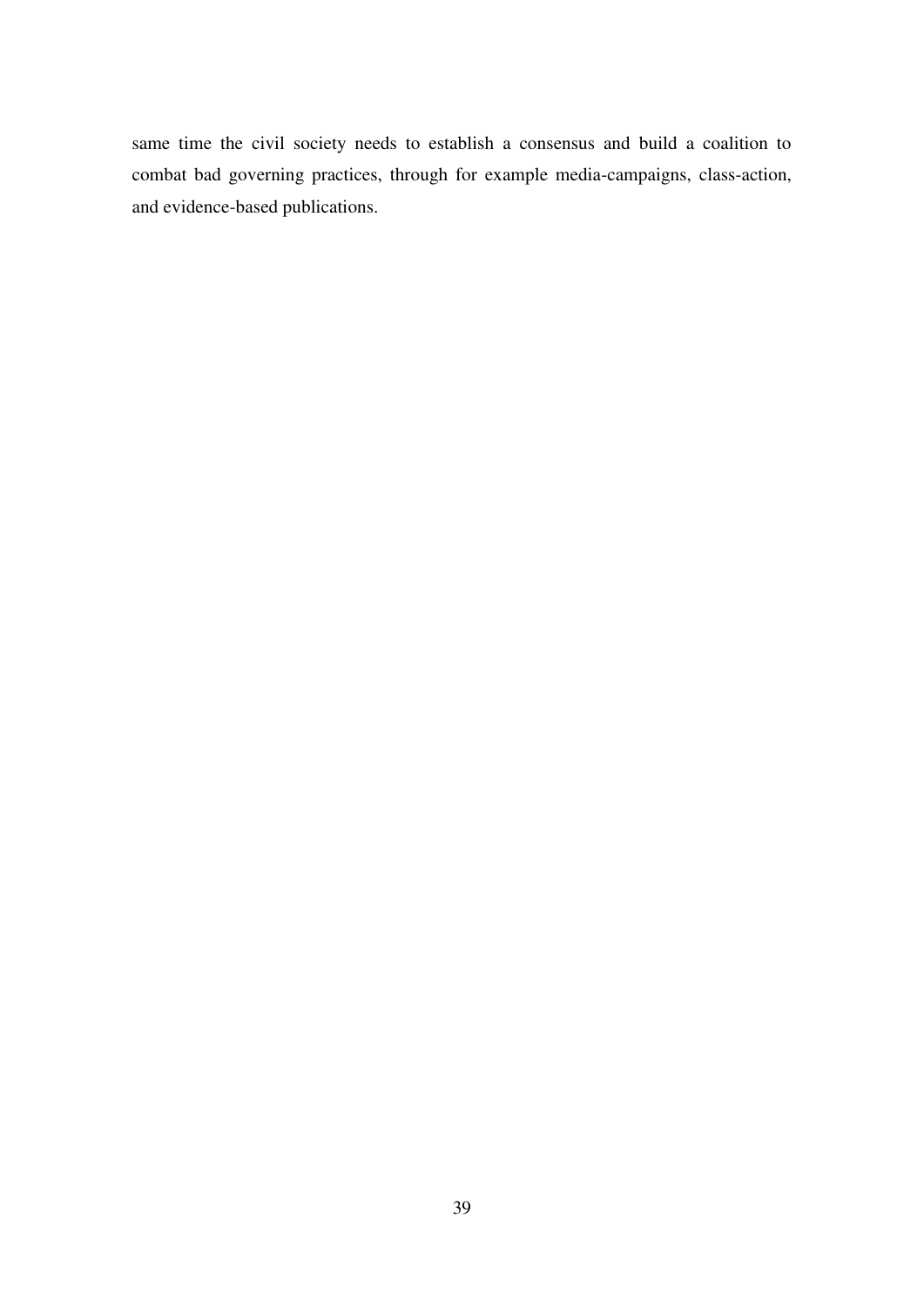same time the civil society needs to establish a consensus and build a coalition to combat bad governing practices, through for example media-campaigns, class-action, and evidence-based publications.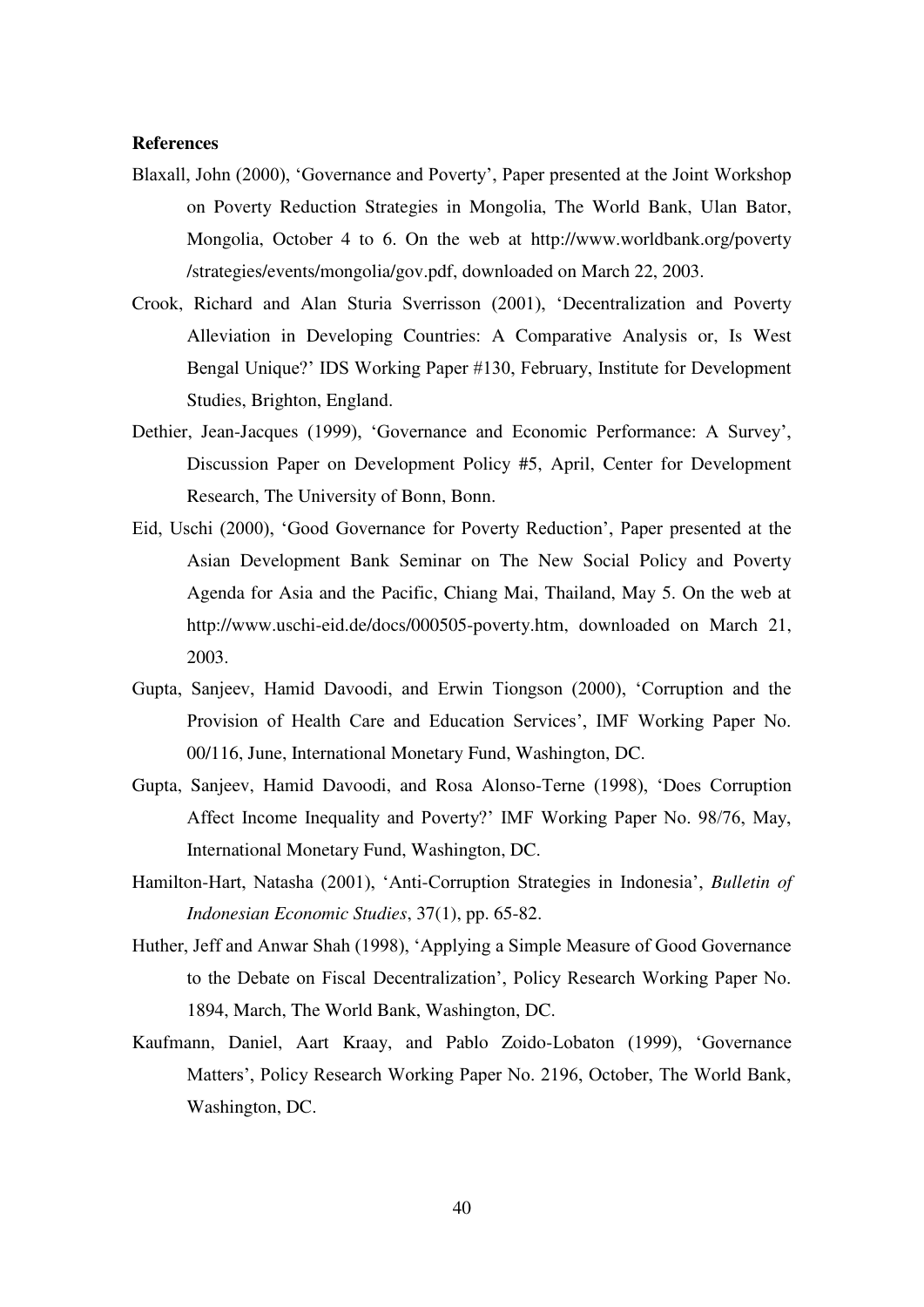**References**

Blaxall, John (2000), 'Governance and Poverty', Paper presented at the Joint Workshop on Poverty Reduction Strategies in Mongolia, The World Bank, Ulan Bator, Mongolia, October 4 to 6. On the web at http://www.worldbank.org/poverty /strategies/events/mongolia/gov.pdf, downloaded on March 22, 2003.

Crook, Richard and Alan Sturia Sverrisson (2001), 'Decentralization and Poverty Alleviation in Developing Countries: A Comparative Analysis or, Is West Bengal Unique?' IDS Working Paper #130, February, Institute for Development Studies, Brighton, England.

Dethier, Jean-Jacques (1999), 'Governance and Economic Performance: A Survey', Discussion Paper on Development Policy #5, April, Center for Development Research, The University of Bonn, Bonn.

Eid, Uschi (2000), 'Good Governance for Poverty Reduction', Paper presented at the Asian Development Bank Seminar on The New Social Policy and Poverty Agenda for Asia and the Pacific, Chiang Mai, Thailand, May 5. On the web at http://www.uschi-eid.de/docs/000505-poverty.htm, downloaded on March 21, 2003.

Gupta, Sanjeev, Hamid Davoodi, and Erwin Tiongson (2000), 'Corruption and the Provision of Health Care and Education Services', IMF Working Paper No. 00/116, June, International Monetary Fund, Washington, DC.

Gupta, Sanjeev, Hamid Davoodi, and Rosa Alonso-Terne (1998), 'Does Corruption Affect Income Inequality and Poverty?' IMF Working Paper No. 98/76, May, International Monetary Fund, Washington, DC.

Hamilton-Hart, Natasha (2001), 'Anti-Corruption Strategies in Indonesia', *Bulletin of Indonesian Economic Studies*, 37(1), pp. 65-82.

Huther, Jeff and Anwar Shah (1998), 'Applying a Simple Measure of Good Governance to the Debate on Fiscal Decentralization', Policy Research Working Paper No. 1894, March, The World Bank, Washington, DC.

Kaufmann, Daniel, Aart Kraay, and Pablo Zoido-Lobaton (1999), 'Governance Matters', Policy Research Working Paper No. 2196, October, The World Bank, Washington, DC.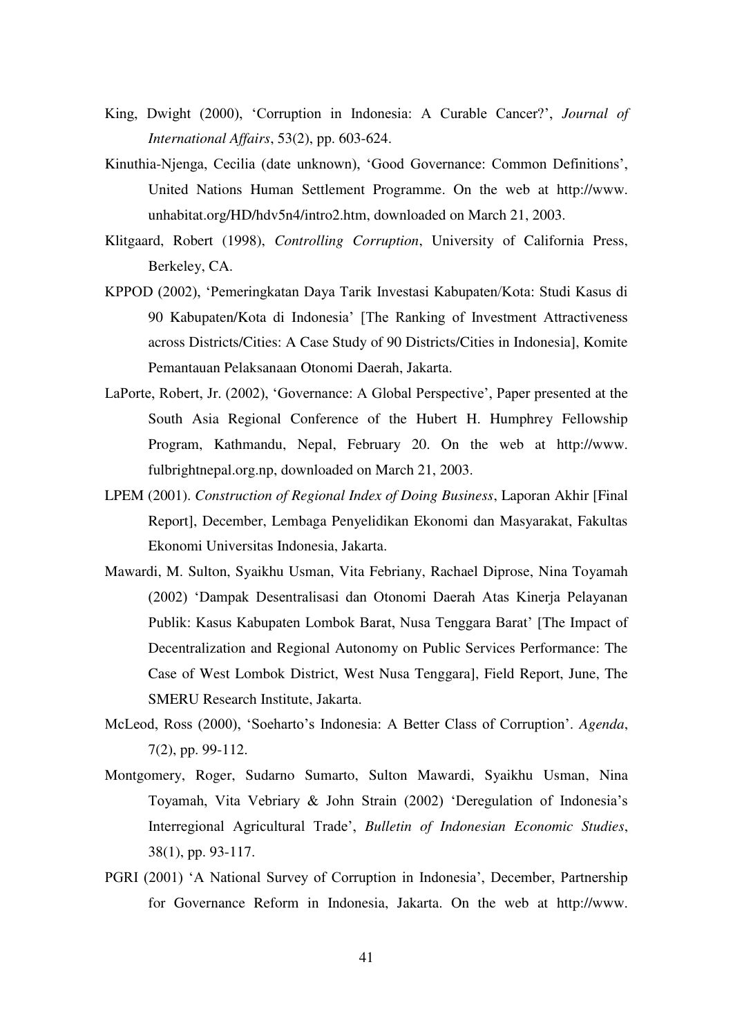King, Dwight (2000), 'Corruption in Indonesia: A Curable Cancer?', *Journal of International Affairs*, 53(2), pp. 603-624.

Kinuthia-Njenga, Cecilia (date unknown), 'Good Governance: Common Definitions', United Nations Human Settlement Programme. On the web at http://www.unhabitat.org/HD/hdv5n4/intro2.htm, downloaded on March 21, 2003.

Klitgaard, Robert (1998), *Controlling Corruption*, University of California Press, Berkeley, CA.

KPPOD (2002), 'Pemeringkatan Daya Tarik Investasi Kabupaten/Kota: Studi Kasus di 90 Kabupaten/Kota di Indonesia' [The Ranking of Investment Attractiveness across Districts/Cities: A Case Study of 90 Districts/Cities in Indonesia], Komite Pemantauan Pelaksanaan Otonomi Daerah, Jakarta.

LaPorte, Robert, Jr. (2002), 'Governance: A Global Perspective', Paper presented at the South Asia Regional Conference of the Hubert H. Humphrey Fellowship Program, Kathmandu, Nepal, February 20. On the web at http://www.fulbrightnepal.org.np, downloaded on March 21, 2003.

LPEM (2001). *Construction of Regional Index of Doing Business*, Laporan Akhir [Final Report], December, Lembaga Penyelidikan Ekonomi dan Masyarakat, Fakultas Ekonomi Universitas Indonesia, Jakarta.

Mawardi, M. Sulton, Syaikhu Usman, Vita Febriany, Rachael Diprose, Nina Toyamah (2002) 'Dampak Desentralisasi dan Otonomi Daerah Atas Kinerja Pelayanan Publik: Kasus Kabupaten Lombok Barat, Nusa Tenggara Barat' [The Impact of Decentralization and Regional Autonomy on Public Services Performance: The Case of West Lombok District, West Nusa Tenggara], Field Report, June, The SMERU Research Institute, Jakarta.

McLeod, Ross (2000), 'Soeharto's Indonesia: A Better Class of Corruption'. *Agenda*, 7(2), pp. 99-112.

Montgomery, Roger, Sudarno Sumarto, Sulton Mawardi, Syaikhu Usman, Nina Toyamah, Vita Vebriary & John Strain (2002) 'Deregulation of Indonesia's Interregional Agricultural Trade', *Bulletin of Indonesian Economic Studies*, 38(1), pp. 93-117.

PGRI (2001) 'A National Survey of Corruption in Indonesia', December, Partnership for Governance Reform in Indonesia, Jakarta. On the web at http://www.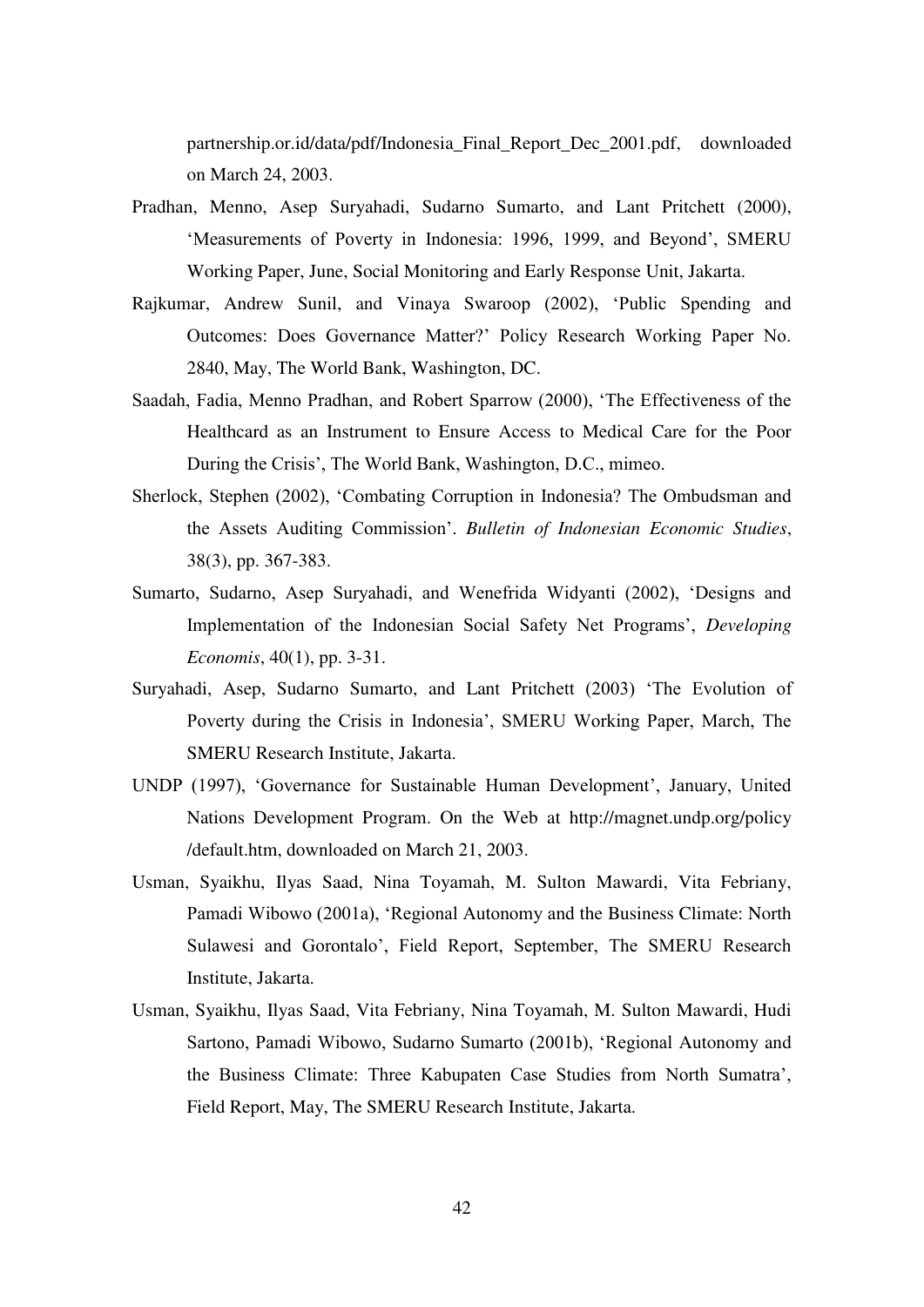partnership.or.id/data/pdf/Indonesia_Final_Report_Dec_2001.pdf, downloaded on March 24, 2003.

Pradhan, Menno, Asep Suryahadi, Sudarno Sumarto, and Lant Pritchett (2000), 'Measurements of Poverty in Indonesia: 1996, 1999, and Beyond', SMERU Working Paper, June, Social Monitoring and Early Response Unit, Jakarta.

Rajkumar, Andrew Sunil, and Vinaya Swaroop (2002), 'Public Spending and Outcomes: Does Governance Matter?' Policy Research Working Paper No. 2840, May, The World Bank, Washington, DC.

Saadah, Fadia, Menno Pradhan, and Robert Sparrow (2000), 'The Effectiveness of the Healthcard as an Instrument to Ensure Access to Medical Care for the Poor During the Crisis', The World Bank, Washington, D.C., mimeo.

Sherlock, Stephen (2002), 'Combating Corruption in Indonesia? The Ombudsman and the Assets Auditing Commission'. *Bulletin of Indonesian Economic Studies*, 38(3), pp. 367-383.

Sumarto, Sudarno, Asep Suryahadi, and Wenefrida Widyanti (2002), 'Designs and Implementation of the Indonesian Social Safety Net Programs', *Developing Economis*, 40(1), pp. 3-31.

Suryahadi, Asep, Sudarno Sumarto, and Lant Pritchett (2003) 'The Evolution of Poverty during the Crisis in Indonesia', SMERU Working Paper, March, The SMERU Research Institute, Jakarta.

UNDP (1997), 'Governance for Sustainable Human Development', January, United Nations Development Program. On the Web at http://magnet.undp.org/policy /default.htm, downloaded on March 21, 2003.

Usman, Syaikhu, Ilyas Saad, Nina Toyamah, M. Sulton Mawardi, Vita Febriany, Pamadi Wibowo (2001a), 'Regional Autonomy and the Business Climate: North Sulawesi and Gorontalo', Field Report, September, The SMERU Research Institute, Jakarta.

Usman, Syaikhu, Ilyas Saad, Vita Febriany, Nina Toyamah, M. Sulton Mawardi, Hudi Sartono, Pamadi Wibowo, Sudarno Sumarto (2001b), 'Regional Autonomy and the Business Climate: Three Kabupaten Case Studies from North Sumatra', Field Report, May, The SMERU Research Institute, Jakarta.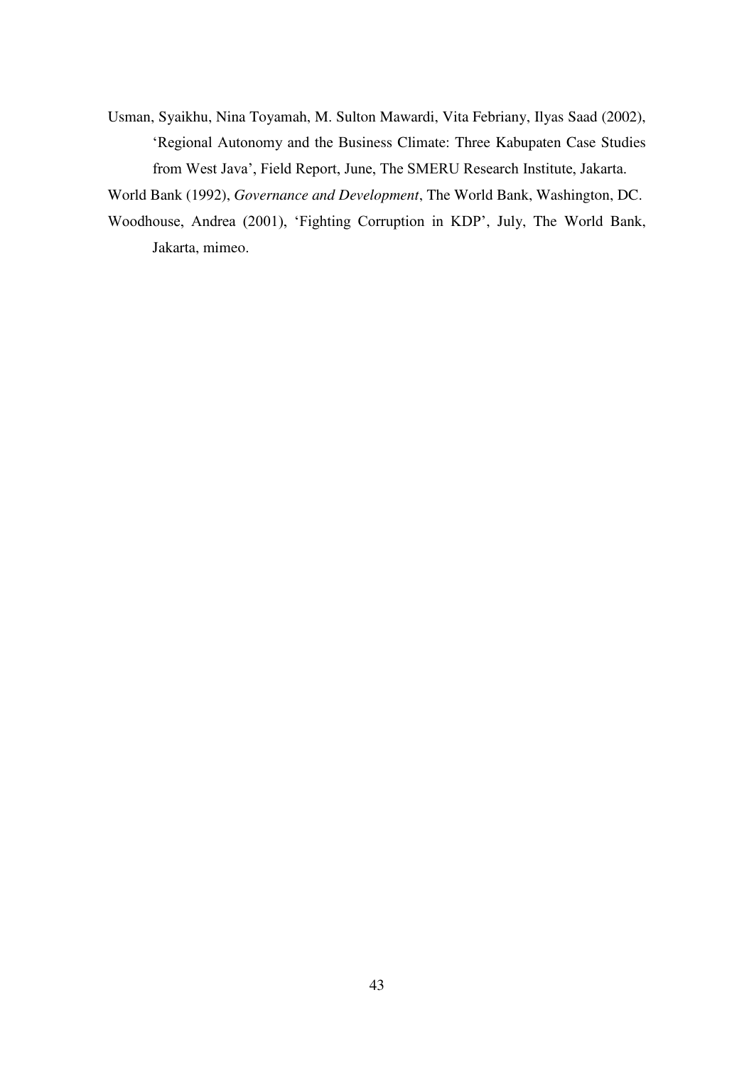Usman, Syaikhu, Nina Toyamah, M. Sulton Mawardi, Vita Febriany, Ilyas Saad (2002), 'Regional Autonomy and the Business Climate: Three Kabupaten Case Studies from West Java', Field Report, June, The SMERU Research Institute, Jakarta.

World Bank (1992), *Governance and Development*, The World Bank, Washington, DC.

Woodhouse, Andrea (2001), 'Fighting Corruption in KDP', July, The World Bank, Jakarta, mimeo.